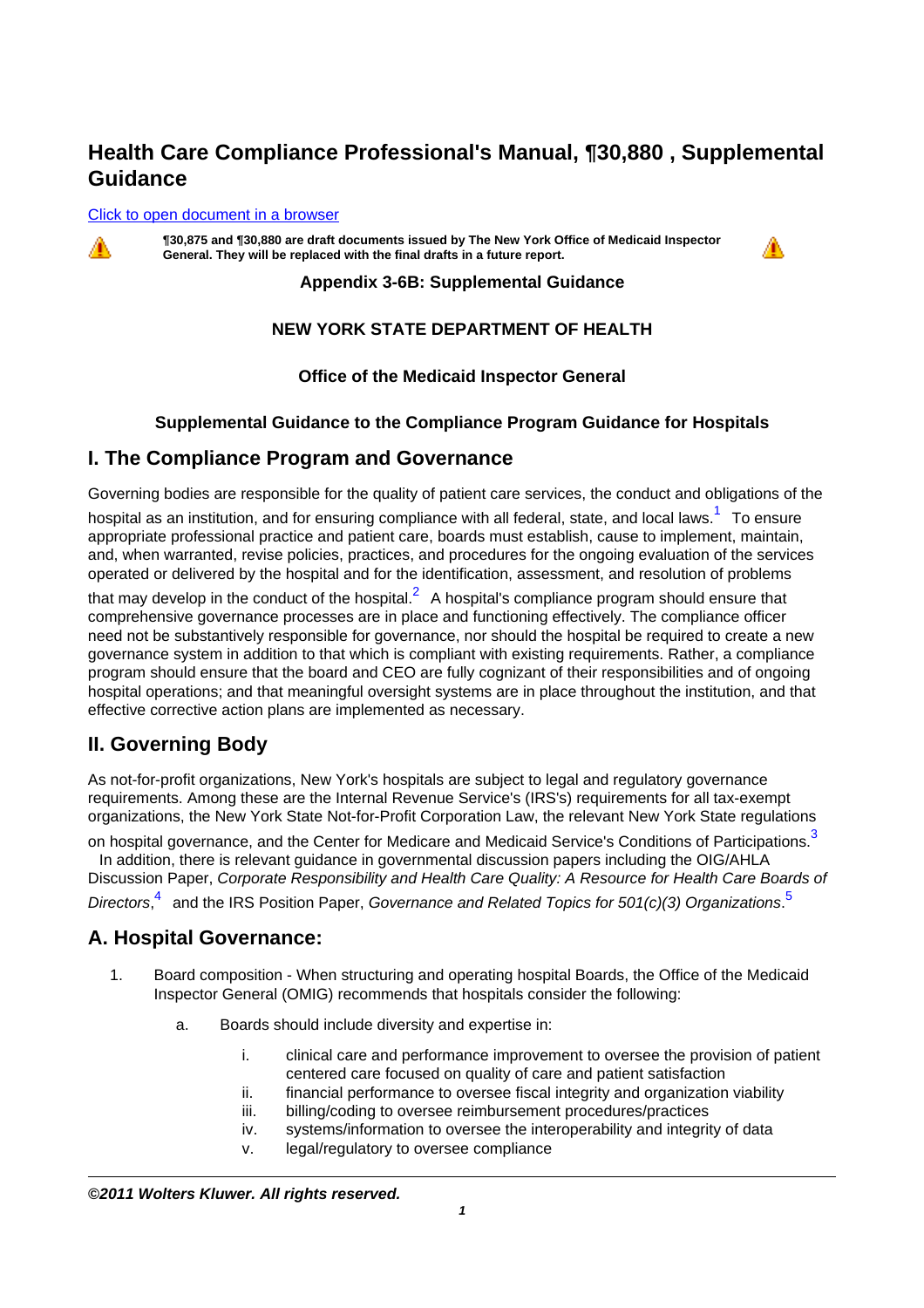# Health Care Compliance Professional's Manual, ¶30,880 , Supplemental Guidance

Click to open document in a browser

**¶30,875 and ¶30,880 are draft documents issued by The New York Office of Medicaid Inspector General. They will be replaced with the final drafts in a future report.**

**Appendix 3-6B: Supplemental Guidance**

**NEW YORK STATE DEPARTMENT OF HEALTH**

**Office of the Medicaid Inspector General**

**Supplemental Guidance to the Compliance Program Guidance for Hospitals**

## I. The Compliance Program and Governance

Governing bodies are responsible for the quality of patient care services, the conduct and obligations of the hospital as an institution, and for ensuring compliance with all federal, state, and local laws.[1] To ensure appropriate professional practice and patient care, boards must establish, cause to implement, maintain, and, when warranted, revise policies, practices, and procedures for the ongoing evaluation of the services operated or delivered by the hospital and for the identification, assessment, and resolution of problems that may develop in the conduct of the hospital.[2] A hospital's compliance program should ensure that comprehensive governance processes are in place and functioning effectively. The compliance officer need not be substantively responsible for governance, nor should the hospital be required to create a new governance system in addition to that which is compliant with existing requirements. Rather, a compliance program should ensure that the board and CEO are fully cognizant of their responsibilities and of ongoing hospital operations; and that meaningful oversight systems are in place throughout the institution, and that effective corrective action plans are implemented as necessary.

## II. Governing Body

As not-for-profit organizations, New York's hospitals are subject to legal and regulatory governance requirements. Among these are the Internal Revenue Service's (IRS's) requirements for all tax-exempt organizations, the New York State Not-for-Profit Corporation Law, the relevant New York State regulations on hospital governance, and the Center for Medicare and Medicaid Service's Conditions of Participations.[3] In addition, there is relevant guidance in governmental discussion papers including the OIG/AHLA Discussion Paper, *Corporate Responsibility and Health Care Quality: A Resource for Health Care Boards of Directors*,[4] and the IRS Position Paper, *Governance and Related Topics for 501(c)(3) Organizations*.[5]

## A. Hospital Governance:

1. Board composition - When structuring and operating hospital Boards, the Office of the Medicaid Inspector General (OMIG) recommends that hospitals consider the following:
    a. Boards should include diversity and expertise in:
        i. clinical care and performance improvement to oversee the provision of patient centered care focused on quality of care and patient satisfaction
        ii. financial performance to oversee fiscal integrity and organization viability
        iii. billing/coding to oversee reimbursement procedures/practices
        iv. systems/information to oversee the interoperability and integrity of data
        v. legal/regulatory to oversee compliance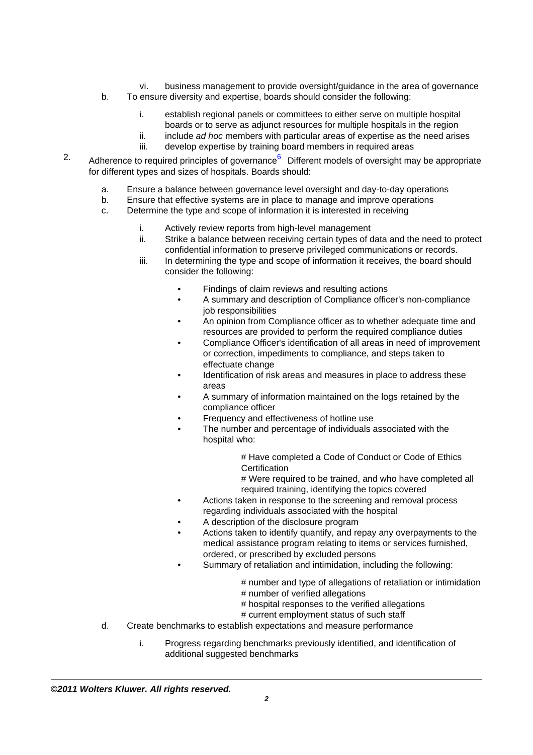vi. business management to provide oversight/guidance in the area of governance

b. To ensure diversity and expertise, boards should consider the following:

   i. establish regional panels or committees to either serve on multiple hospital boards or to serve as adjunct resources for multiple hospitals in the region
   ii. include *ad hoc* members with particular areas of expertise as the need arises
   iii. develop expertise by training board members in required areas

2. Adherence to required principles of governance[6] Different models of oversight may be appropriate for different types and sizes of hospitals. Boards should:

   a. Ensure a balance between governance level oversight and day-to-day operations
   b. Ensure that effective systems are in place to manage and improve operations
   c. Determine the type and scope of information it is interested in receiving

      i. Actively review reports from high-level management
      ii. Strike a balance between receiving certain types of data and the need to protect confidential information to preserve privileged communications or records.
      iii. In determining the type and scope of information it receives, the board should consider the following:

         - Findings of claim reviews and resulting actions
         - A summary and description of Compliance officer's non-compliance job responsibilities
         - An opinion from Compliance officer as to whether adequate time and resources are provided to perform the required compliance duties
         - Compliance Officer's identification of all areas in need of improvement or correction, impediments to compliance, and steps taken to effectuate change
         - Identification of risk areas and measures in place to address these areas
         - A summary of information maintained on the logs retained by the compliance officer
         - Frequency and effectiveness of hotline use
         - The number and percentage of individuals associated with the hospital who:

            # Have completed a Code of Conduct or Code of Ethics Certification
            # Were required to be trained, and who have completed all required training, identifying the topics covered

         - Actions taken in response to the screening and removal process regarding individuals associated with the hospital
         - A description of the disclosure program
         - Actions taken to identify quantify, and repay any overpayments to the medical assistance program relating to items or services furnished, ordered, or prescribed by excluded persons
         - Summary of retaliation and intimidation, including the following:

            # number and type of allegations of retaliation or intimidation
            # number of verified allegations
            # hospital responses to the verified allegations
            # current employment status of such staff

   d. Create benchmarks to establish expectations and measure performance

      i. Progress regarding benchmarks previously identified, and identification of additional suggested benchmarks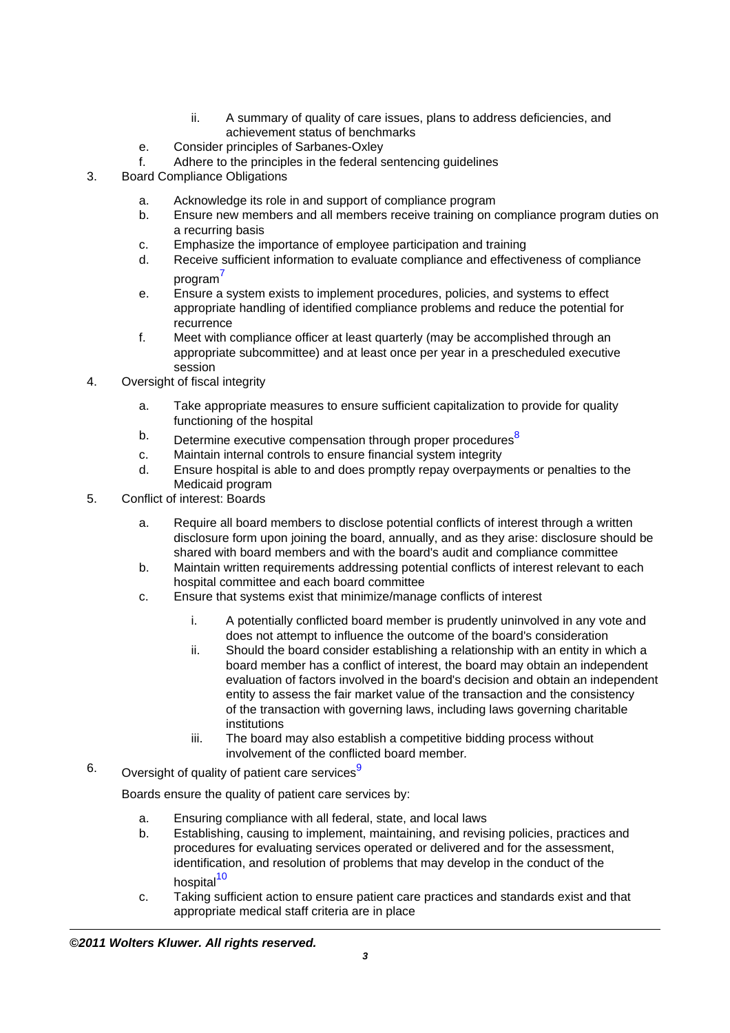- ii. A summary of quality of care issues, plans to address deficiencies, and achievement status of benchmarks
- e. Consider principles of Sarbanes-Oxley
- f. Adhere to the principles in the federal sentencing guidelines

3. Board Compliance Obligations
   - a. Acknowledge its role in and support of compliance program
   - b. Ensure new members and all members receive training on compliance program duties on a recurring basis
   - c. Emphasize the importance of employee participation and training
   - d. Receive sufficient information to evaluate compliance and effectiveness of compliance program[7]
   - e. Ensure a system exists to implement procedures, policies, and systems to effect appropriate handling of identified compliance problems and reduce the potential for recurrence
   - f. Meet with compliance officer at least quarterly (may be accomplished through an appropriate subcommittee) and at least once per year in a prescheduled executive session
4. Oversight of fiscal integrity
   - a. Take appropriate measures to ensure sufficient capitalization to provide for quality functioning of the hospital
   - b. Determine executive compensation through proper procedures[8]
   - c. Maintain internal controls to ensure financial system integrity
   - d. Ensure hospital is able to and does promptly repay overpayments or penalties to the Medicaid program
5. Conflict of interest: Boards
   - a. Require all board members to disclose potential conflicts of interest through a written disclosure form upon joining the board, annually, and as they arise: disclosure should be shared with board members and with the board's audit and compliance committee
   - b. Maintain written requirements addressing potential conflicts of interest relevant to each hospital committee and each board committee
   - c. Ensure that systems exist that minimize/manage conflicts of interest
     - i. A potentially conflicted board member is prudently uninvolved in any vote and does not attempt to influence the outcome of the board's consideration
     - ii. Should the board consider establishing a relationship with an entity in which a board member has a conflict of interest, the board may obtain an independent evaluation of factors involved in the board's decision and obtain an independent entity to assess the fair market value of the transaction and the consistency of the transaction with governing laws, including laws governing charitable institutions
     - iii. The board may also establish a competitive bidding process without involvement of the conflicted board member.
6. Oversight of quality of patient care services[9]

   Boards ensure the quality of patient care services by:

   - a. Ensuring compliance with all federal, state, and local laws
   - b. Establishing, causing to implement, maintaining, and revising policies, practices and procedures for evaluating services operated or delivered and for the assessment, identification, and resolution of problems that may develop in the conduct of the hospital[10]
   - c. Taking sufficient action to ensure patient care practices and standards exist and that appropriate medical staff criteria are in place

***©2011 Wolters Kluwer. All rights reserved.***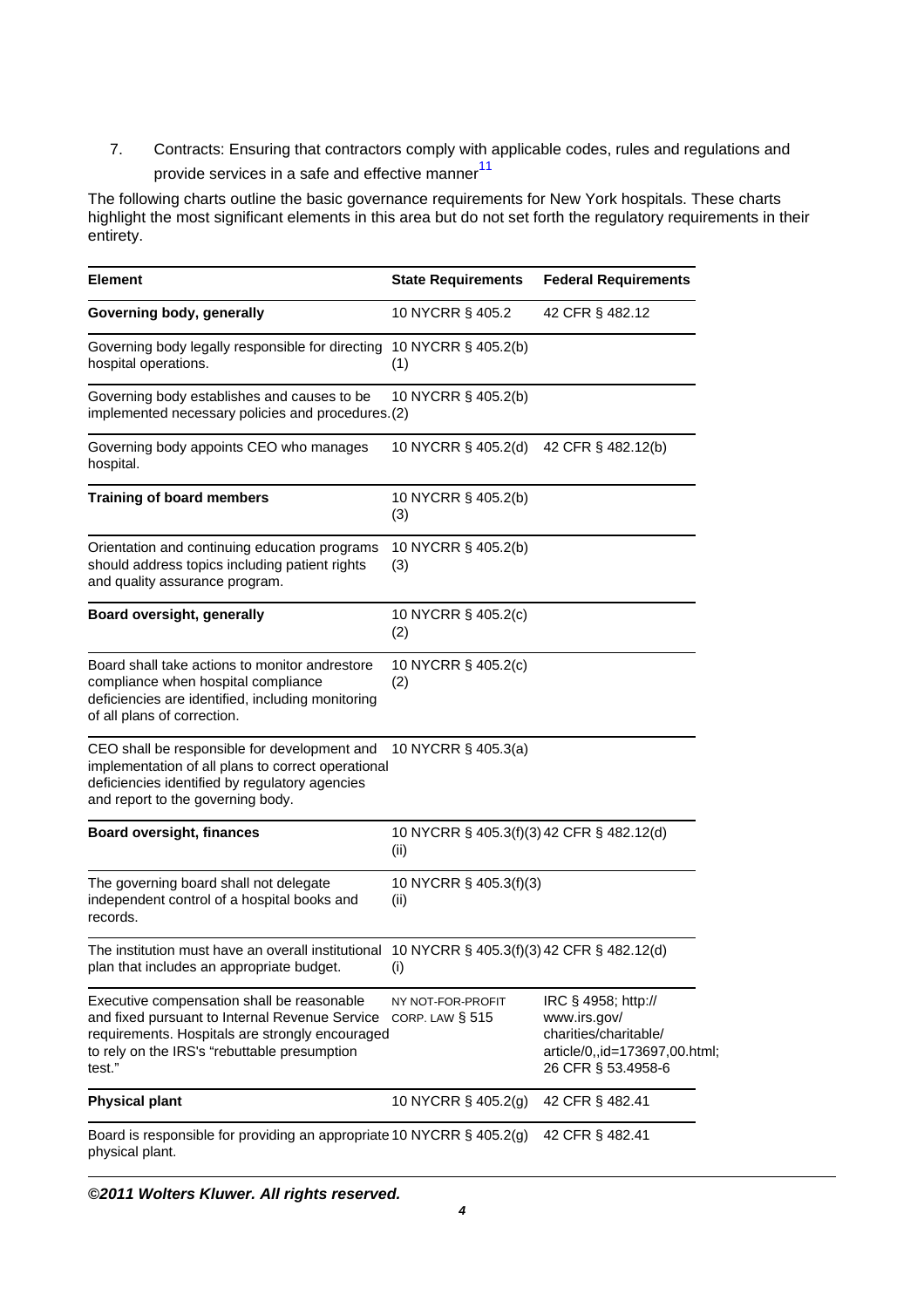7. Contracts: Ensuring that contractors comply with applicable codes, rules and regulations and provide services in a safe and effective manner[11]

The following charts outline the basic governance requirements for New York hospitals. These charts highlight the most significant elements in this area but do not set forth the regulatory requirements in their entirety.

| Element | State Requirements | Federal Requirements |
|---|---|---|
| **Governing body, generally** | 10 NYCRR § 405.2 | 42 CFR § 482.12 |
| Governing body legally responsible for directing hospital operations. | 10 NYCRR § 405.2(b)(1) | |
| Governing body establishes and causes to be implemented necessary policies and procedures. | 10 NYCRR § 405.2(b)(2) | |
| Governing body appoints CEO who manages hospital. | 10 NYCRR § 405.2(d) | 42 CFR § 482.12(b) |
| **Training of board members** | 10 NYCRR § 405.2(b)(3) | |
| Orientation and continuing education programs should address topics including patient rights and quality assurance program. | 10 NYCRR § 405.2(b)(3) | |
| **Board oversight, generally** | 10 NYCRR § 405.2(c)(2) | |
| Board shall take actions to monitor andrestore compliance when hospital compliance deficiencies are identified, including monitoring of all plans of correction. | 10 NYCRR § 405.2(c)(2) | |
| CEO shall be responsible for development and implementation of all plans to correct operational deficiencies identified by regulatory agencies and report to the governing body. | 10 NYCRR § 405.3(a) | |
| **Board oversight, finances** | 10 NYCRR § 405.3(f)(3)(ii) | 42 CFR § 482.12(d) |
| The governing board shall not delegate independent control of a hospital books and records. | 10 NYCRR § 405.3(f)(3)(ii) | |
| The institution must have an overall institutional plan that includes an appropriate budget. | 10 NYCRR § 405.3(f)(3)(i) | 42 CFR § 482.12(d) |
| Executive compensation shall be reasonable and fixed pursuant to Internal Revenue Service requirements. Hospitals are strongly encouraged to rely on the IRS's "rebuttable presumption test." | NY NOT-FOR-PROFIT CORP. LAW § 515 | IRC § 4958; http://www.irs.gov/charities/charitable/article/0,,id=173697,00.html; 26 CFR § 53.4958-6 |
| **Physical plant** | 10 NYCRR § 405.2(g) | 42 CFR § 482.41 |
| Board is responsible for providing an appropriate physical plant. | 10 NYCRR § 405.2(g) | 42 CFR § 482.41 |

***©2011 Wolters Kluwer. All rights reserved.***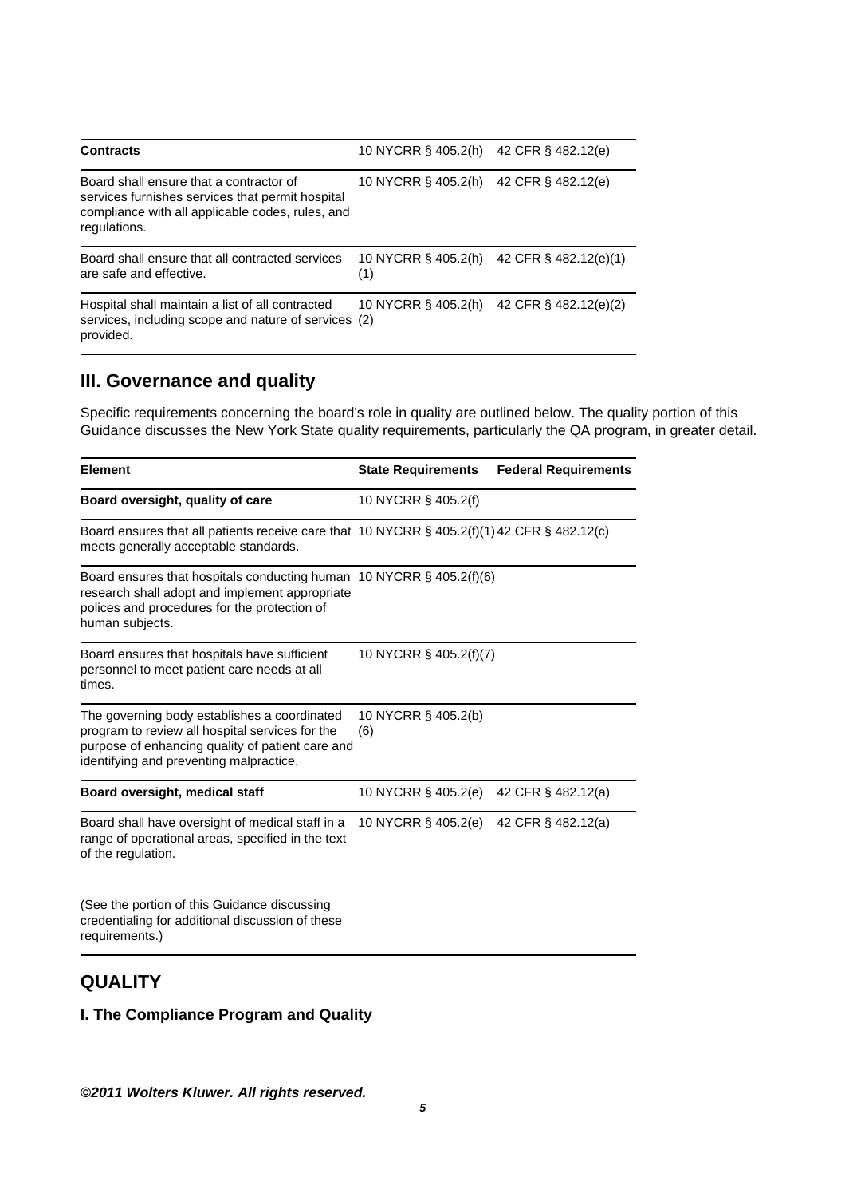| Contracts | 10 NYCRR § 405.2(h) | 42 CFR § 482.12(e) |
|---|---|---|
| Board shall ensure that a contractor of services furnishes services that permit hospital compliance with all applicable codes, rules, and regulations. | 10 NYCRR § 405.2(h) | 42 CFR § 482.12(e) |
| Board shall ensure that all contracted services are safe and effective. | 10 NYCRR § 405.2(h)(1) | 42 CFR § 482.12(e)(1) |
| Hospital shall maintain a list of all contracted services, including scope and nature of services provided. | 10 NYCRR § 405.2(h)(2) | 42 CFR § 482.12(e)(2) |

## III. Governance and quality

Specific requirements concerning the board's role in quality are outlined below. The quality portion of this Guidance discusses the New York State quality requirements, particularly the QA program, in greater detail.

| Element | State Requirements | Federal Requirements |
|---|---|---|
| **Board oversight, quality of care** | 10 NYCRR § 405.2(f) | |
| Board ensures that all patients receive care that meets generally acceptable standards. | 10 NYCRR § 405.2(f)(1) | 42 CFR § 482.12(c) |
| Board ensures that hospitals conducting human research shall adopt and implement appropriate polices and procedures for the protection of human subjects. | 10 NYCRR § 405.2(f)(6) | |
| Board ensures that hospitals have sufficient personnel to meet patient care needs at all times. | 10 NYCRR § 405.2(f)(7) | |
| The governing body establishes a coordinated program to review all hospital services for the purpose of enhancing quality of patient care and identifying and preventing malpractice. | 10 NYCRR § 405.2(b)(6) | |
| **Board oversight, medical staff** | 10 NYCRR § 405.2(e) | 42 CFR § 482.12(a) |
| Board shall have oversight of medical staff in a range of operational areas, specified in the text of the regulation. (See the portion of this Guidance discussing credentialing for additional discussion of these requirements.) | 10 NYCRR § 405.2(e) | 42 CFR § 482.12(a) |

# QUALITY

### I. The Compliance Program and Quality

***©2011 Wolters Kluwer. All rights reserved.***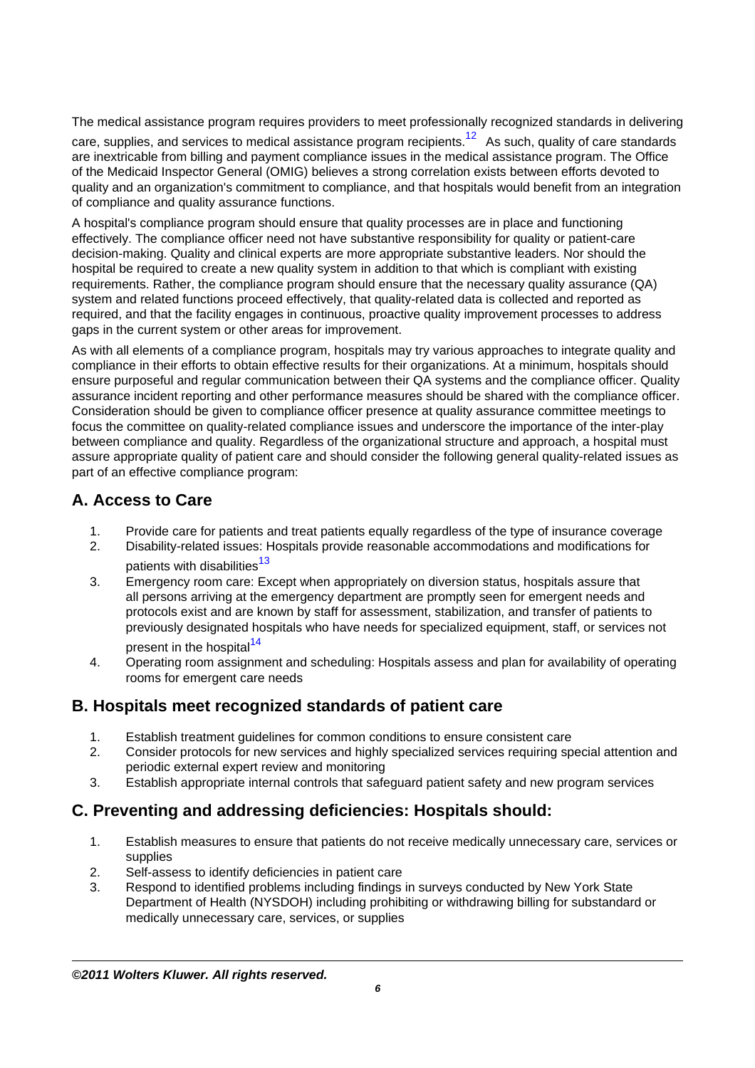The medical assistance program requires providers to meet professionally recognized standards in delivering care, supplies, and services to medical assistance program recipients.[12] As such, quality of care standards are inextricable from billing and payment compliance issues in the medical assistance program. The Office of the Medicaid Inspector General (OMIG) believes a strong correlation exists between efforts devoted to quality and an organization's commitment to compliance, and that hospitals would benefit from an integration of compliance and quality assurance functions.

A hospital's compliance program should ensure that quality processes are in place and functioning effectively. The compliance officer need not have substantive responsibility for quality or patient-care decision-making. Quality and clinical experts are more appropriate substantive leaders. Nor should the hospital be required to create a new quality system in addition to that which is compliant with existing requirements. Rather, the compliance program should ensure that the necessary quality assurance (QA) system and related functions proceed effectively, that quality-related data is collected and reported as required, and that the facility engages in continuous, proactive quality improvement processes to address gaps in the current system or other areas for improvement.

As with all elements of a compliance program, hospitals may try various approaches to integrate quality and compliance in their efforts to obtain effective results for their organizations. At a minimum, hospitals should ensure purposeful and regular communication between their QA systems and the compliance officer. Quality assurance incident reporting and other performance measures should be shared with the compliance officer. Consideration should be given to compliance officer presence at quality assurance committee meetings to focus the committee on quality-related compliance issues and underscore the importance of the inter-play between compliance and quality. Regardless of the organizational structure and approach, a hospital must assure appropriate quality of patient care and should consider the following general quality-related issues as part of an effective compliance program:

## A. Access to Care

1. Provide care for patients and treat patients equally regardless of the type of insurance coverage
2. Disability-related issues: Hospitals provide reasonable accommodations and modifications for patients with disabilities[13]
3. Emergency room care: Except when appropriately on diversion status, hospitals assure that all persons arriving at the emergency department are promptly seen for emergent needs and protocols exist and are known by staff for assessment, stabilization, and transfer of patients to previously designated hospitals who have needs for specialized equipment, staff, or services not present in the hospital[14]
4. Operating room assignment and scheduling: Hospitals assess and plan for availability of operating rooms for emergent care needs

## B. Hospitals meet recognized standards of patient care

1. Establish treatment guidelines for common conditions to ensure consistent care
2. Consider protocols for new services and highly specialized services requiring special attention and periodic external expert review and monitoring
3. Establish appropriate internal controls that safeguard patient safety and new program services

## C. Preventing and addressing deficiencies: Hospitals should:

1. Establish measures to ensure that patients do not receive medically unnecessary care, services or supplies
2. Self-assess to identify deficiencies in patient care
3. Respond to identified problems including findings in surveys conducted by New York State Department of Health (NYSDOH) including prohibiting or withdrawing billing for substandard or medically unnecessary care, services, or supplies

***©2011 Wolters Kluwer. All rights reserved.***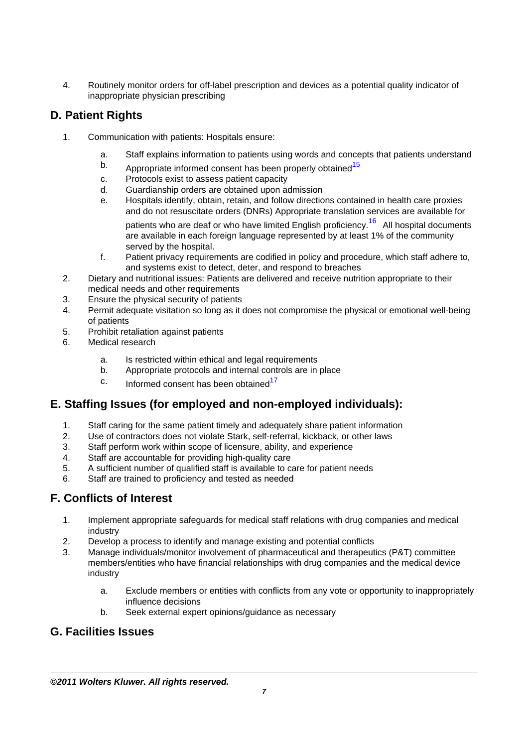4. Routinely monitor orders for off-label prescription and devices as a potential quality indicator of inappropriate physician prescribing

## D. Patient Rights

1. Communication with patients: Hospitals ensure:

   a. Staff explains information to patients using words and concepts that patients understand
   b. Appropriate informed consent has been properly obtained[15]
   c. Protocols exist to assess patient capacity
   d. Guardianship orders are obtained upon admission
   e. Hospitals identify, obtain, retain, and follow directions contained in health care proxies and do not resuscitate orders (DNRs) Appropriate translation services are available for patients who are deaf or who have limited English proficiency.[16] All hospital documents are available in each foreign language represented by at least 1% of the community served by the hospital.
   f. Patient privacy requirements are codified in policy and procedure, which staff adhere to, and systems exist to detect, deter, and respond to breaches

2. Dietary and nutritional issues: Patients are delivered and receive nutrition appropriate to their medical needs and other requirements
3. Ensure the physical security of patients
4. Permit adequate visitation so long as it does not compromise the physical or emotional well-being of patients
5. Prohibit retaliation against patients
6. Medical research

   a. Is restricted within ethical and legal requirements
   b. Appropriate protocols and internal controls are in place
   c. Informed consent has been obtained[17]

## E. Staffing Issues (for employed and non-employed individuals):

1. Staff caring for the same patient timely and adequately share patient information
2. Use of contractors does not violate Stark, self-referral, kickback, or other laws
3. Staff perform work within scope of licensure, ability, and experience
4. Staff are accountable for providing high-quality care
5. A sufficient number of qualified staff is available to care for patient needs
6. Staff are trained to proficiency and tested as needed

## F. Conflicts of Interest

1. Implement appropriate safeguards for medical staff relations with drug companies and medical industry
2. Develop a process to identify and manage existing and potential conflicts
3. Manage individuals/monitor involvement of pharmaceutical and therapeutics (P&T) committee members/entities who have financial relationships with drug companies and the medical device industry

   a. Exclude members or entities with conflicts from any vote or opportunity to inappropriately influence decisions
   b. Seek external expert opinions/guidance as necessary

## G. Facilities Issues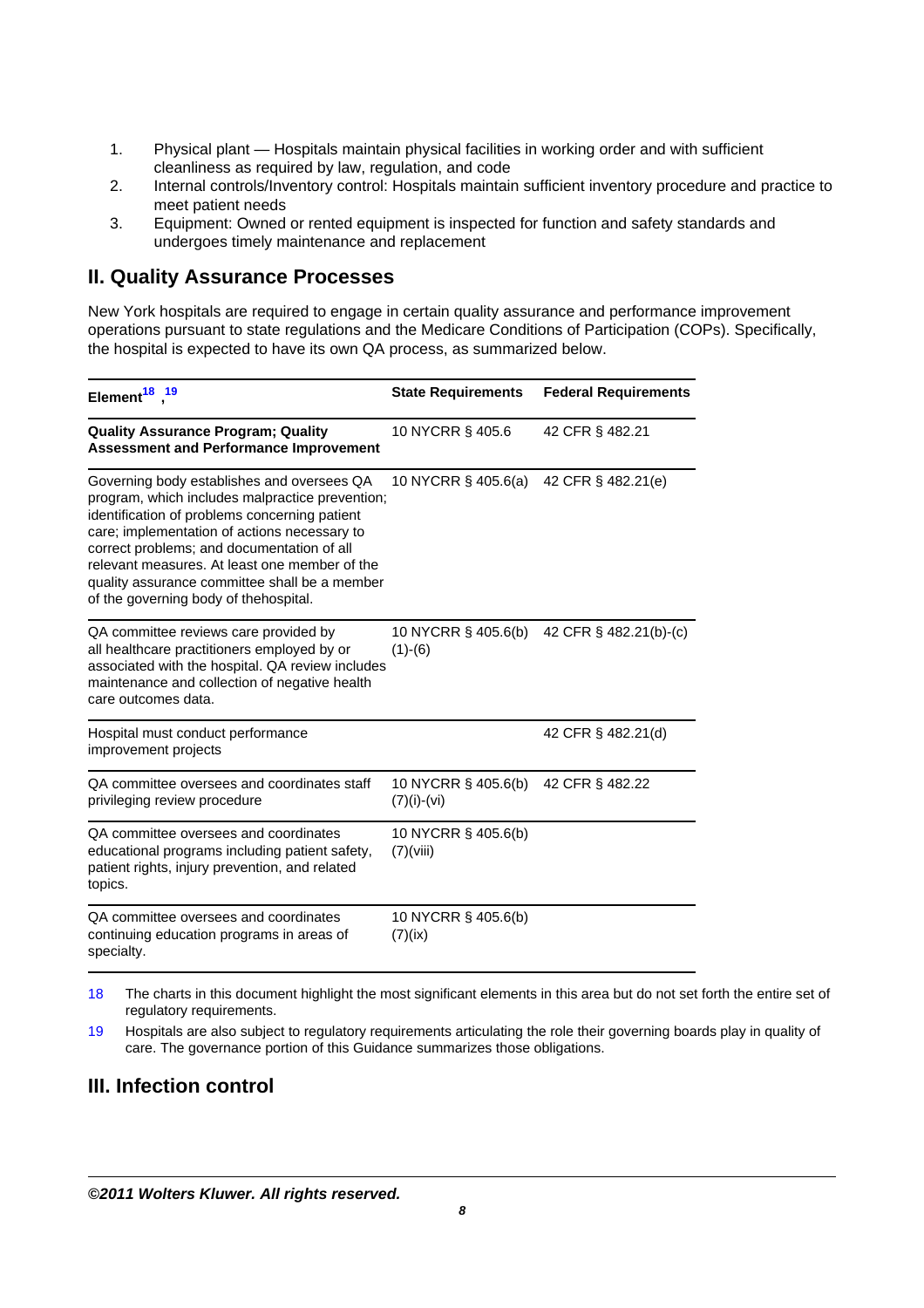1. Physical plant — Hospitals maintain physical facilities in working order and with sufficient cleanliness as required by law, regulation, and code
2. Internal controls/Inventory control: Hospitals maintain sufficient inventory procedure and practice to meet patient needs
3. Equipment: Owned or rented equipment is inspected for function and safety standards and undergoes timely maintenance and replacement

## II. Quality Assurance Processes

New York hospitals are required to engage in certain quality assurance and performance improvement operations pursuant to state regulations and the Medicare Conditions of Participation (COPs). Specifically, the hospital is expected to have its own QA process, as summarized below.

| Element[18], [19] | State Requirements | Federal Requirements |
| --- | --- | --- |
| **Quality Assurance Program; Quality Assessment and Performance Improvement** | 10 NYCRR § 405.6 | 42 CFR § 482.21 |
| Governing body establishes and oversees QA program, which includes malpractice prevention; identification of problems concerning patient care; implementation of actions necessary to correct problems; and documentation of all relevant measures. At least one member of the quality assurance committee shall be a member of the governing body of thehospital. | 10 NYCRR § 405.6(a) | 42 CFR § 482.21(e) |
| QA committee reviews care provided by all healthcare practitioners employed by or associated with the hospital. QA review includes maintenance and collection of negative health care outcomes data. | 10 NYCRR § 405.6(b)(1)-(6) | 42 CFR § 482.21(b)-(c) |
| Hospital must conduct performance improvement projects | | 42 CFR § 482.21(d) |
| QA committee oversees and coordinates staff privileging review procedure | 10 NYCRR § 405.6(b)(7)(i)-(vi) | 42 CFR § 482.22 |
| QA committee oversees and coordinates educational programs including patient safety, patient rights, injury prevention, and related topics. | 10 NYCRR § 405.6(b)(7)(viii) | |
| QA committee oversees and coordinates continuing education programs in areas of specialty. | 10 NYCRR § 405.6(b)(7)(ix) | |

18 The charts in this document highlight the most significant elements in this area but do not set forth the entire set of regulatory requirements.

19 Hospitals are also subject to regulatory requirements articulating the role their governing boards play in quality of care. The governance portion of this Guidance summarizes those obligations.

## III. Infection control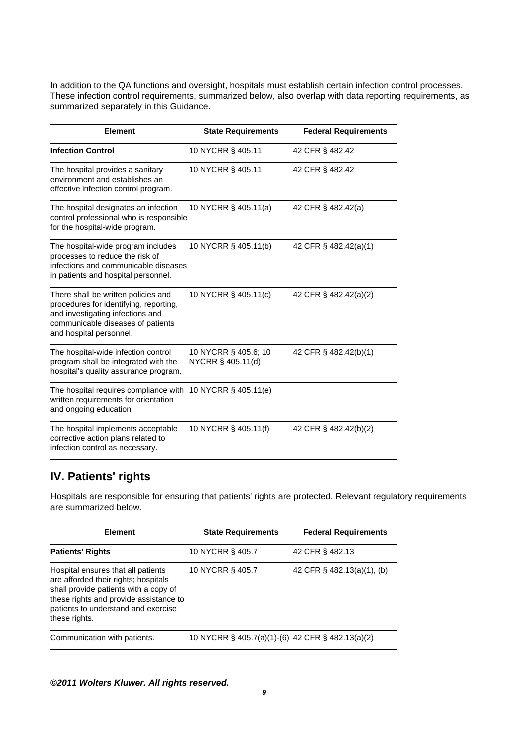In addition to the QA functions and oversight, hospitals must establish certain infection control processes. These infection control requirements, summarized below, also overlap with data reporting requirements, as summarized separately in this Guidance.

| Element | State Requirements | Federal Requirements |
|---|---|---|
| **Infection Control** | 10 NYCRR § 405.11 | 42 CFR § 482.42 |
| The hospital provides a sanitary environment and establishes an effective infection control program. | 10 NYCRR § 405.11 | 42 CFR § 482.42 |
| The hospital designates an infection control professional who is responsible for the hospital-wide program. | 10 NYCRR § 405.11(a) | 42 CFR § 482.42(a) |
| The hospital-wide program includes processes to reduce the risk of infections and communicable diseases in patients and hospital personnel. | 10 NYCRR § 405.11(b) | 42 CFR § 482.42(a)(1) |
| There shall be written policies and procedures for identifying, reporting, and investigating infections and communicable diseases of patients and hospital personnel. | 10 NYCRR § 405.11(c) | 42 CFR § 482.42(a)(2) |
| The hospital-wide infection control program shall be integrated with the hospital's quality assurance program. | 10 NYCRR § 405.6; 10 NYCRR § 405.11(d) | 42 CFR § 482.42(b)(1) |
| The hospital requires compliance with written requirements for orientation and ongoing education. | 10 NYCRR § 405.11(e) | |
| The hospital implements acceptable corrective action plans related to infection control as necessary. | 10 NYCRR § 405.11(f) | 42 CFR § 482.42(b)(2) |

## IV. Patients' rights

Hospitals are responsible for ensuring that patients' rights are protected. Relevant regulatory requirements are summarized below.

| Element | State Requirements | Federal Requirements |
|---|---|---|
| **Patients' Rights** | 10 NYCRR § 405.7 | 42 CFR § 482.13 |
| Hospital ensures that all patients are afforded their rights; hospitals shall provide patients with a copy of these rights and provide assistance to patients to understand and exercise these rights. | 10 NYCRR § 405.7 | 42 CFR § 482.13(a)(1), (b) |
| Communication with patients. | 10 NYCRR § 405.7(a)(1)-(6) | 42 CFR § 482.13(a)(2) |

***©2011 Wolters Kluwer. All rights reserved.***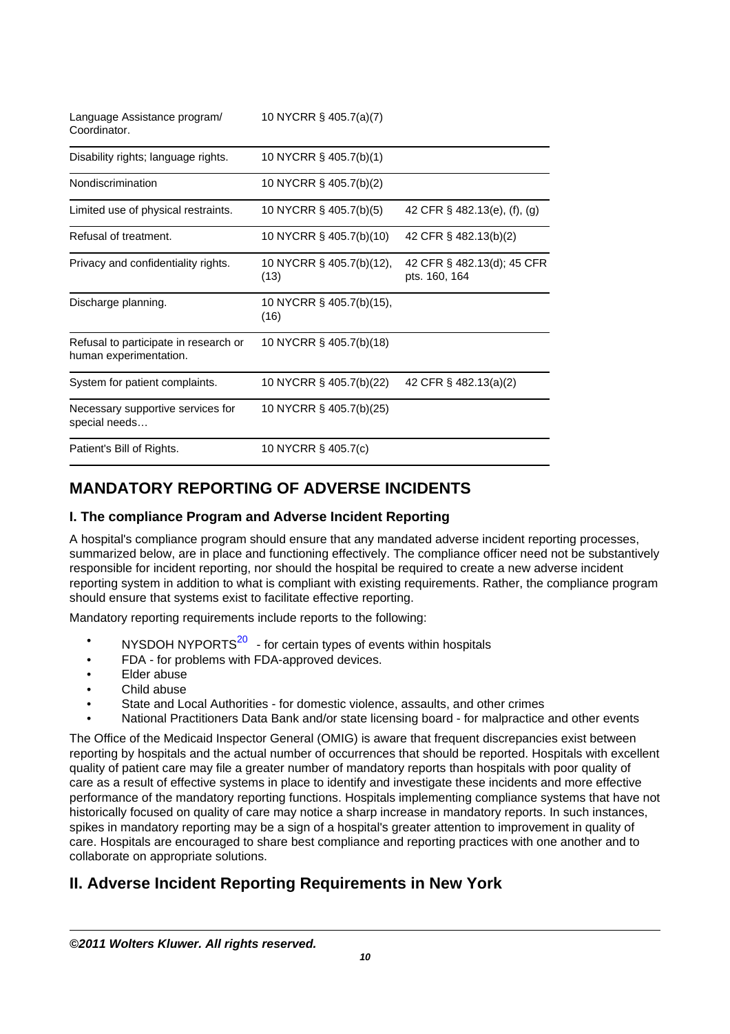| | | |
|---|---|---|
| Language Assistance program/ Coordinator. | 10 NYCRR § 405.7(a)(7) | |
| Disability rights; language rights. | 10 NYCRR § 405.7(b)(1) | |
| Nondiscrimination | 10 NYCRR § 405.7(b)(2) | |
| Limited use of physical restraints. | 10 NYCRR § 405.7(b)(5) | 42 CFR § 482.13(e), (f), (g) |
| Refusal of treatment. | 10 NYCRR § 405.7(b)(10) | 42 CFR § 482.13(b)(2) |
| Privacy and confidentiality rights. | 10 NYCRR § 405.7(b)(12), (13) | 42 CFR § 482.13(d); 45 CFR pts. 160, 164 |
| Discharge planning. | 10 NYCRR § 405.7(b)(15), (16) | |
| Refusal to participate in research or human experimentation. | 10 NYCRR § 405.7(b)(18) | |
| System for patient complaints. | 10 NYCRR § 405.7(b)(22) | 42 CFR § 482.13(a)(2) |
| Necessary supportive services for special needs… | 10 NYCRR § 405.7(b)(25) | |
| Patient's Bill of Rights. | 10 NYCRR § 405.7(c) | |

## MANDATORY REPORTING OF ADVERSE INCIDENTS

### I. The compliance Program and Adverse Incident Reporting

A hospital's compliance program should ensure that any mandated adverse incident reporting processes, summarized below, are in place and functioning effectively. The compliance officer need not be substantively responsible for incident reporting, nor should the hospital be required to create a new adverse incident reporting system in addition to what is compliant with existing requirements. Rather, the compliance program should ensure that systems exist to facilitate effective reporting.

Mandatory reporting requirements include reports to the following:

- NYSDOH NYPORTS[20] - for certain types of events within hospitals
- FDA - for problems with FDA-approved devices.
- Elder abuse
- Child abuse
- State and Local Authorities - for domestic violence, assaults, and other crimes
- National Practitioners Data Bank and/or state licensing board - for malpractice and other events

The Office of the Medicaid Inspector General (OMIG) is aware that frequent discrepancies exist between reporting by hospitals and the actual number of occurrences that should be reported. Hospitals with excellent quality of patient care may file a greater number of mandatory reports than hospitals with poor quality of care as a result of effective systems in place to identify and investigate these incidents and more effective performance of the mandatory reporting functions. Hospitals implementing compliance systems that have not historically focused on quality of care may notice a sharp increase in mandatory reports. In such instances, spikes in mandatory reporting may be a sign of a hospital's greater attention to improvement in quality of care. Hospitals are encouraged to share best compliance and reporting practices with one another and to collaborate on appropriate solutions.

## II. Adverse Incident Reporting Requirements in New York

*©2011 Wolters Kluwer. All rights reserved.*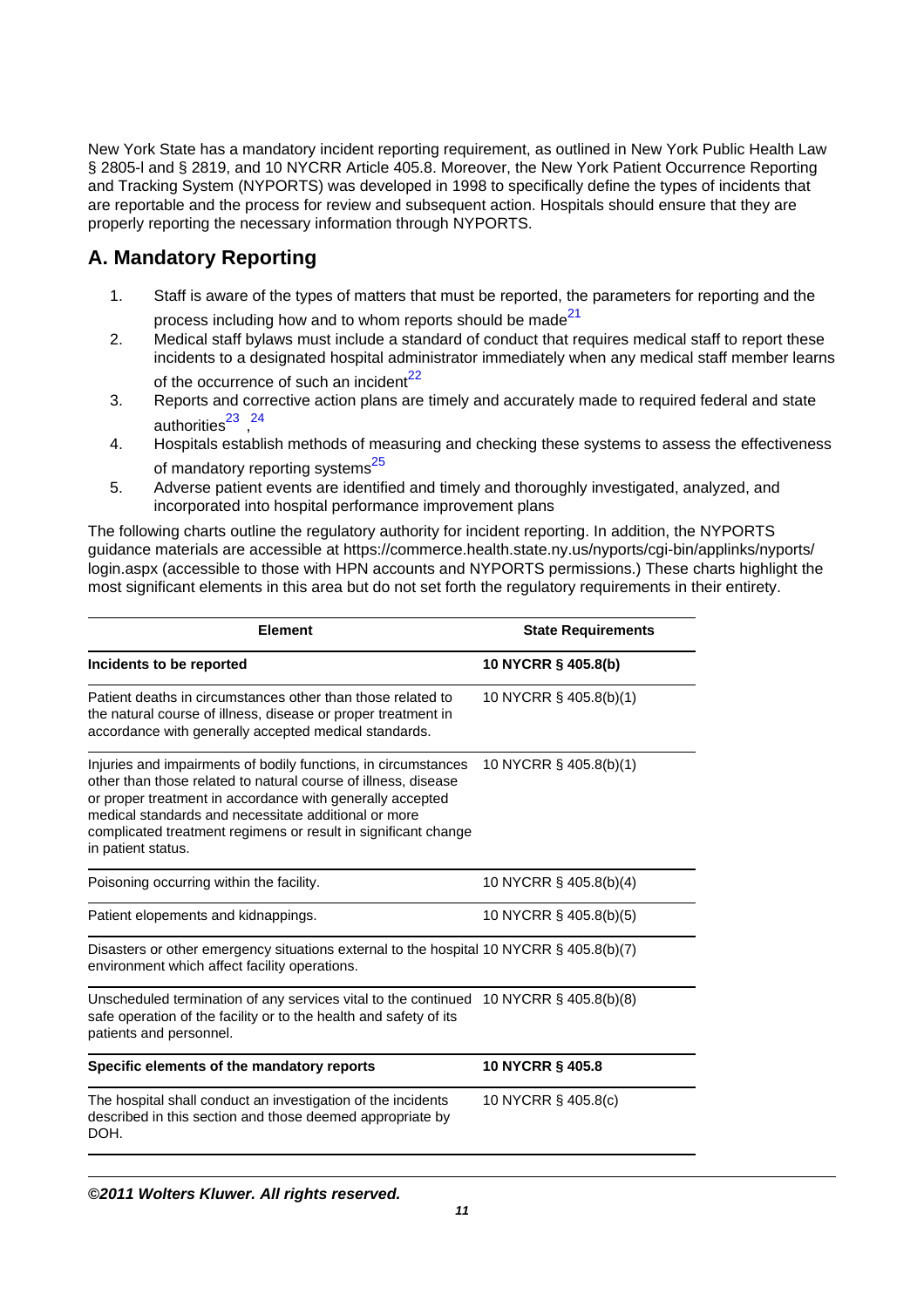New York State has a mandatory incident reporting requirement, as outlined in New York Public Health Law § 2805-l and § 2819, and 10 NYCRR Article 405.8. Moreover, the New York Patient Occurrence Reporting and Tracking System (NYPORTS) was developed in 1998 to specifically define the types of incidents that are reportable and the process for review and subsequent action. Hospitals should ensure that they are properly reporting the necessary information through NYPORTS.

## A. Mandatory Reporting

1. Staff is aware of the types of matters that must be reported, the parameters for reporting and the process including how and to whom reports should be made[21]
2. Medical staff bylaws must include a standard of conduct that requires medical staff to report these incidents to a designated hospital administrator immediately when any medical staff member learns of the occurrence of such an incident[22]
3. Reports and corrective action plans are timely and accurately made to required federal and state authorities[23], [24]
4. Hospitals establish methods of measuring and checking these systems to assess the effectiveness of mandatory reporting systems[25]
5. Adverse patient events are identified and timely and thoroughly investigated, analyzed, and incorporated into hospital performance improvement plans

The following charts outline the regulatory authority for incident reporting. In addition, the NYPORTS guidance materials are accessible at https://commerce.health.state.ny.us/nyports/cgi-bin/applinks/nyports/login.aspx (accessible to those with HPN accounts and NYPORTS permissions.) These charts highlight the most significant elements in this area but do not set forth the regulatory requirements in their entirety.

| Element | State Requirements |
|---|---|
| **Incidents to be reported** | **10 NYCRR § 405.8(b)** |
| Patient deaths in circumstances other than those related to the natural course of illness, disease or proper treatment in accordance with generally accepted medical standards. | 10 NYCRR § 405.8(b)(1) |
| Injuries and impairments of bodily functions, in circumstances other than those related to natural course of illness, disease or proper treatment in accordance with generally accepted medical standards and necessitate additional or more complicated treatment regimens or result in significant change in patient status. | 10 NYCRR § 405.8(b)(1) |
| Poisoning occurring within the facility. | 10 NYCRR § 405.8(b)(4) |
| Patient elopements and kidnappings. | 10 NYCRR § 405.8(b)(5) |
| Disasters or other emergency situations external to the hospital environment which affect facility operations. | 10 NYCRR § 405.8(b)(7) |
| Unscheduled termination of any services vital to the continued safe operation of the facility or to the health and safety of its patients and personnel. | 10 NYCRR § 405.8(b)(8) |
| **Specific elements of the mandatory reports** | **10 NYCRR § 405.8** |
| The hospital shall conduct an investigation of the incidents described in this section and those deemed appropriate by DOH. | 10 NYCRR § 405.8(c) |

***©2011 Wolters Kluwer. All rights reserved.***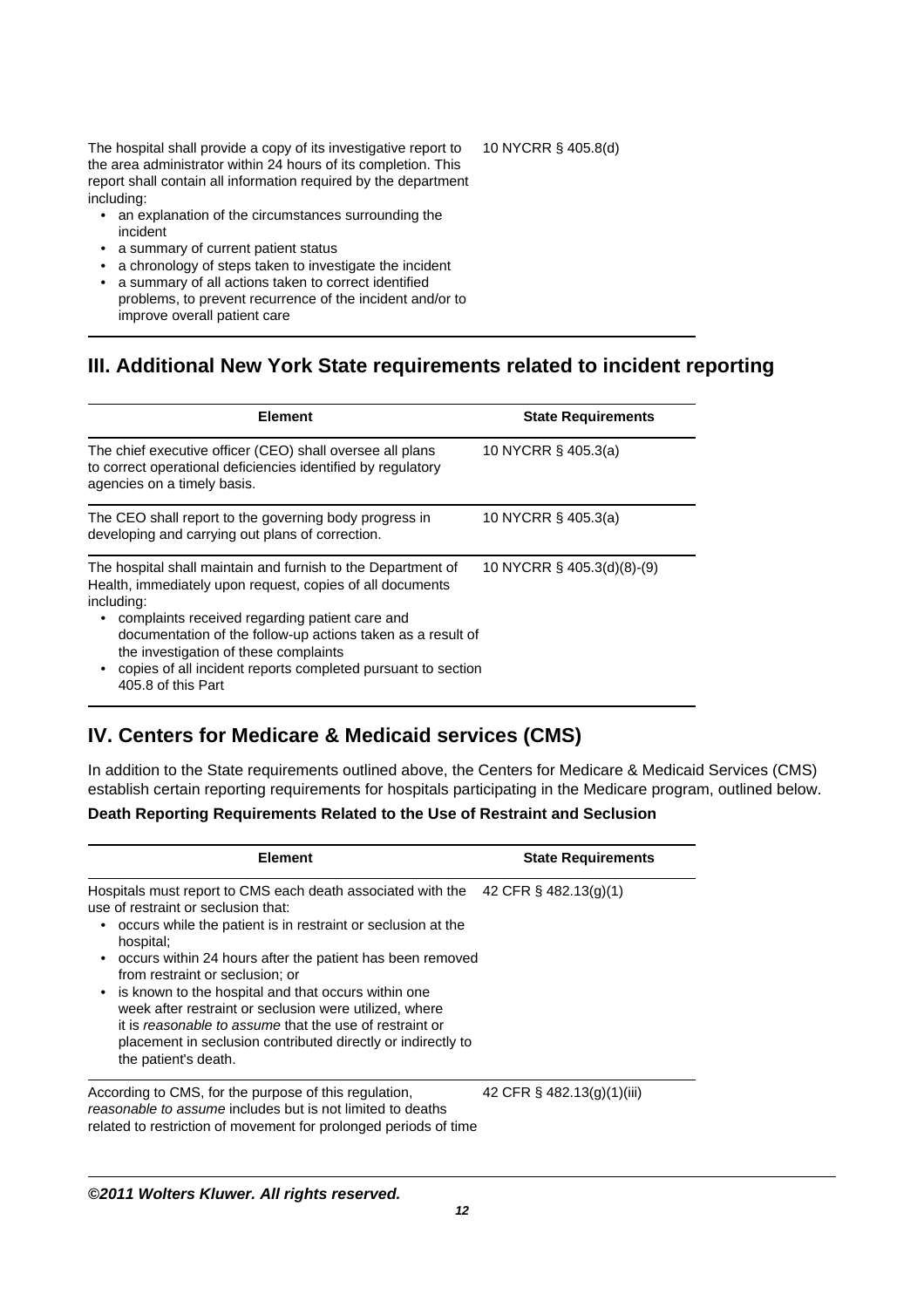| | |
|---|---|
| The hospital shall provide a copy of its investigative report to the area administrator within 24 hours of its completion. This report shall contain all information required by the department including:<br>• an explanation of the circumstances surrounding the incident<br>• a summary of current patient status<br>• a chronology of steps taken to investigate the incident<br>• a summary of all actions taken to correct identified problems, to prevent recurrence of the incident and/or to improve overall patient care | 10 NYCRR § 405.8(d) |

## III. Additional New York State requirements related to incident reporting

| Element | State Requirements |
|---|---|
| The chief executive officer (CEO) shall oversee all plans to correct operational deficiencies identified by regulatory agencies on a timely basis. | 10 NYCRR § 405.3(a) |
| The CEO shall report to the governing body progress in developing and carrying out plans of correction. | 10 NYCRR § 405.3(a) |
| The hospital shall maintain and furnish to the Department of Health, immediately upon request, copies of all documents including:<br>• complaints received regarding patient care and documentation of the follow-up actions taken as a result of the investigation of these complaints<br>• copies of all incident reports completed pursuant to section 405.8 of this Part | 10 NYCRR § 405.3(d)(8)-(9) |

## IV. Centers for Medicare & Medicaid services (CMS)

In addition to the State requirements outlined above, the Centers for Medicare & Medicaid Services (CMS) establish certain reporting requirements for hospitals participating in the Medicare program, outlined below.

**Death Reporting Requirements Related to the Use of Restraint and Seclusion**

| Element | State Requirements |
|---|---|
| Hospitals must report to CMS each death associated with the use of restraint or seclusion that:<br>• occurs while the patient is in restraint or seclusion at the hospital;<br>• occurs within 24 hours after the patient has been removed from restraint or seclusion; or<br>• is known to the hospital and that occurs within one week after restraint or seclusion were utilized, where it is *reasonable to assume* that the use of restraint or placement in seclusion contributed directly or indirectly to the patient's death. | 42 CFR § 482.13(g)(1) |
| According to CMS, for the purpose of this regulation, *reasonable to assume* includes but is not limited to deaths related to restriction of movement for prolonged periods of time | 42 CFR § 482.13(g)(1)(iii) |

***©2011 Wolters Kluwer. All rights reserved.***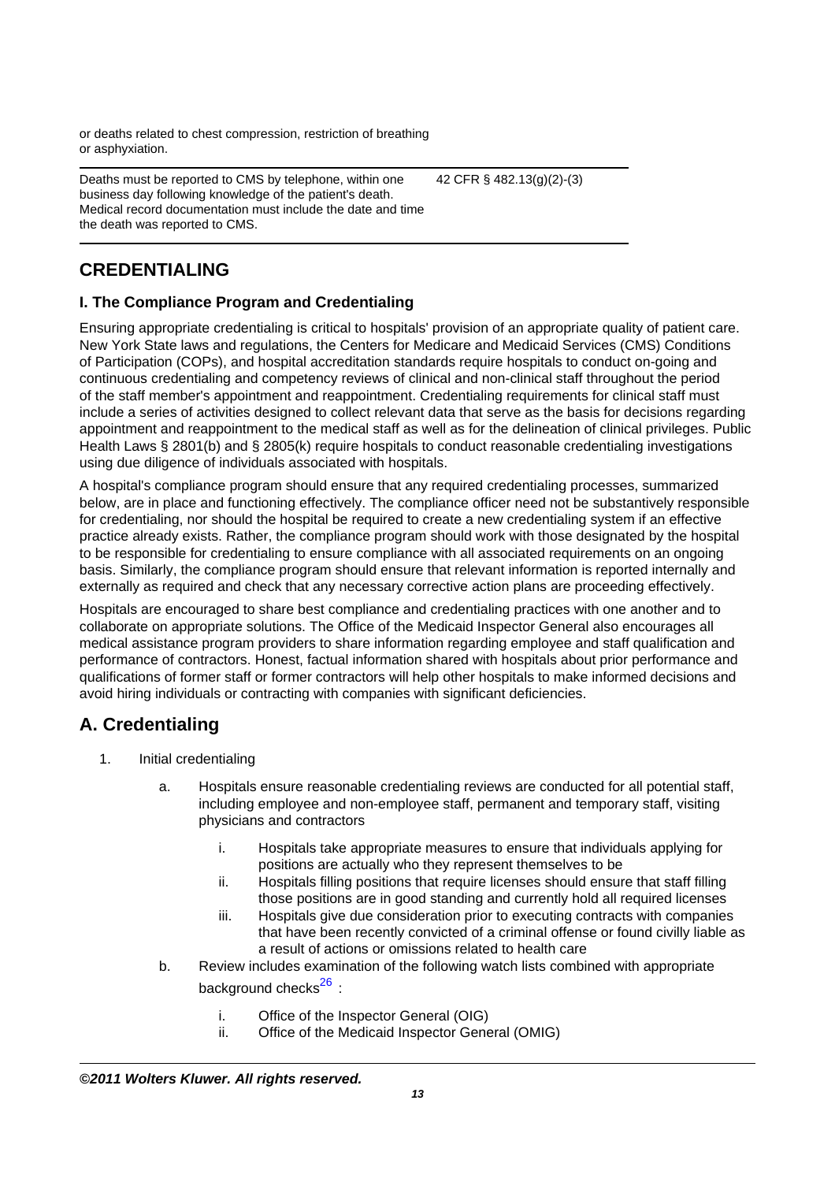| | |
|---|---|
| or deaths related to chest compression, restriction of breathing or asphyxiation. | |
| Deaths must be reported to CMS by telephone, within one business day following knowledge of the patient's death. Medical record documentation must include the date and time the death was reported to CMS. | 42 CFR § 482.13(g)(2)-(3) |

## CREDENTIALING

### I. The Compliance Program and Credentialing

Ensuring appropriate credentialing is critical to hospitals' provision of an appropriate quality of patient care. New York State laws and regulations, the Centers for Medicare and Medicaid Services (CMS) Conditions of Participation (COPs), and hospital accreditation standards require hospitals to conduct on-going and continuous credentialing and competency reviews of clinical and non-clinical staff throughout the period of the staff member's appointment and reappointment. Credentialing requirements for clinical staff must include a series of activities designed to collect relevant data that serve as the basis for decisions regarding appointment and reappointment to the medical staff as well as for the delineation of clinical privileges. Public Health Laws § 2801(b) and § 2805(k) require hospitals to conduct reasonable credentialing investigations using due diligence of individuals associated with hospitals.

A hospital's compliance program should ensure that any required credentialing processes, summarized below, are in place and functioning effectively. The compliance officer need not be substantively responsible for credentialing, nor should the hospital be required to create a new credentialing system if an effective practice already exists. Rather, the compliance program should work with those designated by the hospital to be responsible for credentialing to ensure compliance with all associated requirements on an ongoing basis. Similarly, the compliance program should ensure that relevant information is reported internally and externally as required and check that any necessary corrective action plans are proceeding effectively.

Hospitals are encouraged to share best compliance and credentialing practices with one another and to collaborate on appropriate solutions. The Office of the Medicaid Inspector General also encourages all medical assistance program providers to share information regarding employee and staff qualification and performance of contractors. Honest, factual information shared with hospitals about prior performance and qualifications of former staff or former contractors will help other hospitals to make informed decisions and avoid hiring individuals or contracting with companies with significant deficiencies.

## A. Credentialing

1. Initial credentialing
    a. Hospitals ensure reasonable credentialing reviews are conducted for all potential staff, including employee and non-employee staff, permanent and temporary staff, visiting physicians and contractors
        i. Hospitals take appropriate measures to ensure that individuals applying for positions are actually who they represent themselves to be
        ii. Hospitals filling positions that require licenses should ensure that staff filling those positions are in good standing and currently hold all required licenses
        iii. Hospitals give due consideration prior to executing contracts with companies that have been recently convicted of a criminal offense or found civilly liable as a result of actions or omissions related to health care
    b. Review includes examination of the following watch lists combined with appropriate background checks[26] :
        i. Office of the Inspector General (OIG)
        ii. Office of the Medicaid Inspector General (OMIG)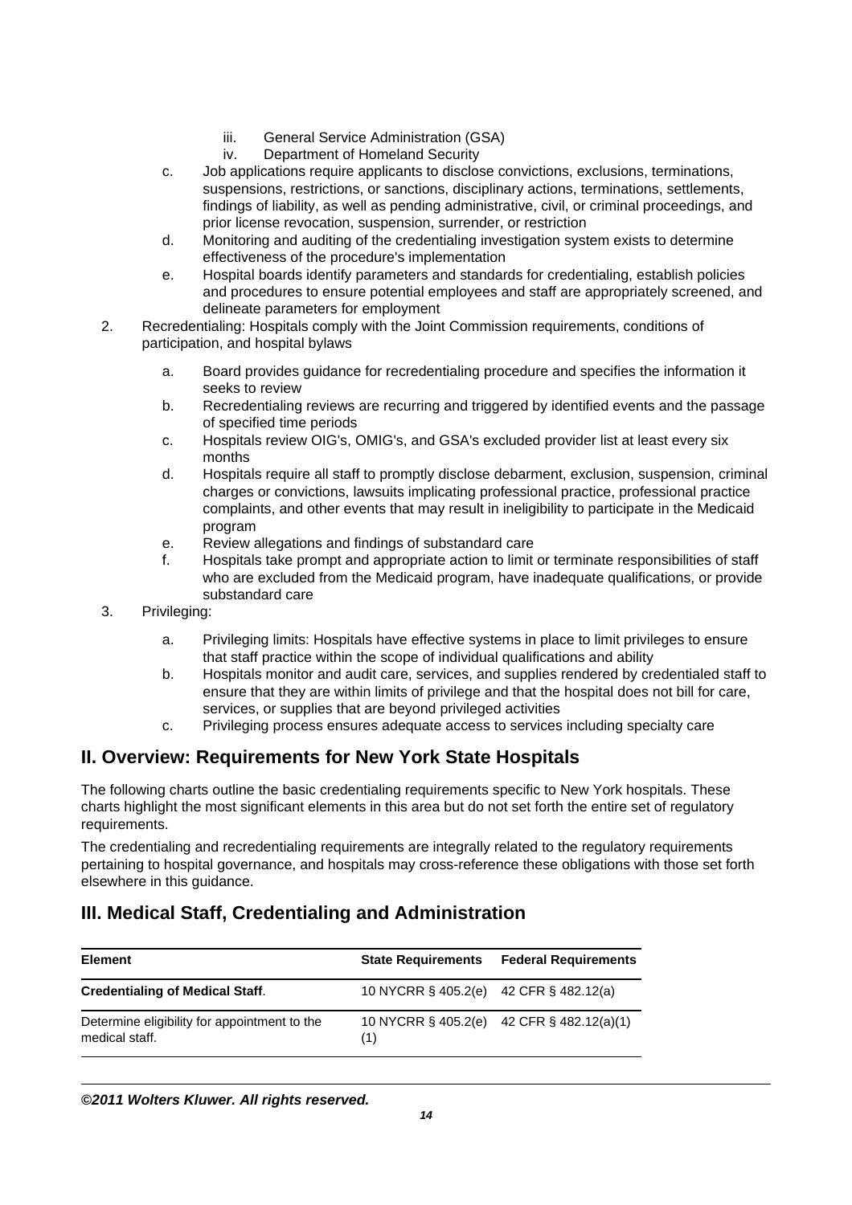iii. General Service Administration (GSA)
    iv. Department of Homeland Security

  c. Job applications require applicants to disclose convictions, exclusions, terminations, suspensions, restrictions, or sanctions, disciplinary actions, terminations, settlements, findings of liability, as well as pending administrative, civil, or criminal proceedings, and prior license revocation, suspension, surrender, or restriction
  d. Monitoring and auditing of the credentialing investigation system exists to determine effectiveness of the procedure's implementation
  e. Hospital boards identify parameters and standards for credentialing, establish policies and procedures to ensure potential employees and staff are appropriately screened, and delineate parameters for employment

2. Recredentialing: Hospitals comply with the Joint Commission requirements, conditions of participation, and hospital bylaws

  a. Board provides guidance for recredentialing procedure and specifies the information it seeks to review
  b. Recredentialing reviews are recurring and triggered by identified events and the passage of specified time periods
  c. Hospitals review OIG's, OMIG's, and GSA's excluded provider list at least every six months
  d. Hospitals require all staff to promptly disclose debarment, exclusion, suspension, criminal charges or convictions, lawsuits implicating professional practice, professional practice complaints, and other events that may result in ineligibility to participate in the Medicaid program
  e. Review allegations and findings of substandard care
  f. Hospitals take prompt and appropriate action to limit or terminate responsibilities of staff who are excluded from the Medicaid program, have inadequate qualifications, or provide substandard care

3. Privileging:

  a. Privileging limits: Hospitals have effective systems in place to limit privileges to ensure that staff practice within the scope of individual qualifications and ability
  b. Hospitals monitor and audit care, services, and supplies rendered by credentialed staff to ensure that they are within limits of privilege and that the hospital does not bill for care, services, or supplies that are beyond privileged activities
  c. Privileging process ensures adequate access to services including specialty care

## II. Overview: Requirements for New York State Hospitals

The following charts outline the basic credentialing requirements specific to New York hospitals. These charts highlight the most significant elements in this area but do not set forth the entire set of regulatory requirements.

The credentialing and recredentialing requirements are integrally related to the regulatory requirements pertaining to hospital governance, and hospitals may cross-reference these obligations with those set forth elsewhere in this guidance.

## III. Medical Staff, Credentialing and Administration

| Element | State Requirements | Federal Requirements |
|---|---|---|
| **Credentialing of Medical Staff**. | 10 NYCRR § 405.2(e) | 42 CFR § 482.12(a) |
| Determine eligibility for appointment to the medical staff. | 10 NYCRR § 405.2(e)(1) | 42 CFR § 482.12(a)(1) |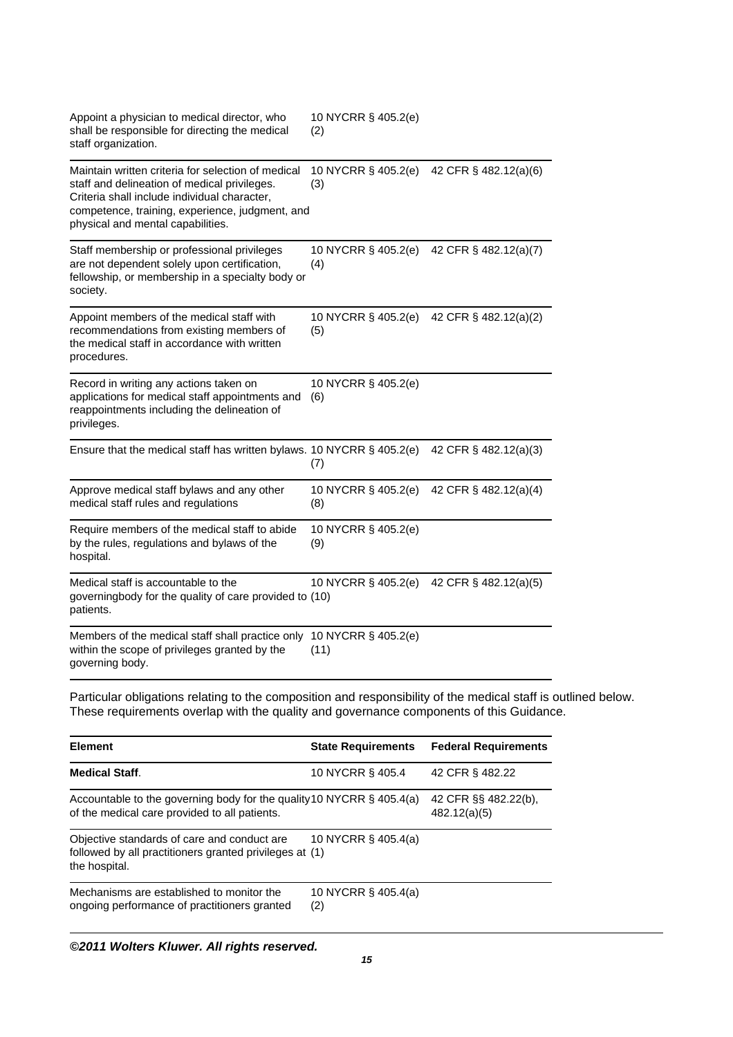| | | |
|---|---|---|
| Appoint a physician to medical director, who shall be responsible for directing the medical staff organization. | 10 NYCRR § 405.2(e)(2) | |
| Maintain written criteria for selection of medical staff and delineation of medical privileges. Criteria shall include individual character, competence, training, experience, judgment, and physical and mental capabilities. | 10 NYCRR § 405.2(e)(3) | 42 CFR § 482.12(a)(6) |
| Staff membership or professional privileges are not dependent solely upon certification, fellowship, or membership in a specialty body or society. | 10 NYCRR § 405.2(e)(4) | 42 CFR § 482.12(a)(7) |
| Appoint members of the medical staff with recommendations from existing members of the medical staff in accordance with written procedures. | 10 NYCRR § 405.2(e)(5) | 42 CFR § 482.12(a)(2) |
| Record in writing any actions taken on applications for medical staff appointments and reappointments including the delineation of privileges. | 10 NYCRR § 405.2(e)(6) | |
| Ensure that the medical staff has written bylaws. | 10 NYCRR § 405.2(e)(7) | 42 CFR § 482.12(a)(3) |
| Approve medical staff bylaws and any other medical staff rules and regulations | 10 NYCRR § 405.2(e)(8) | 42 CFR § 482.12(a)(4) |
| Require members of the medical staff to abide by the rules, regulations and bylaws of the hospital. | 10 NYCRR § 405.2(e)(9) | |
| Medical staff is accountable to the governingbody for the quality of care provided to patients. | 10 NYCRR § 405.2(e)(10) | 42 CFR § 482.12(a)(5) |
| Members of the medical staff shall practice only within the scope of privileges granted by the governing body. | 10 NYCRR § 405.2(e)(11) | |

Particular obligations relating to the composition and responsibility of the medical staff is outlined below. These requirements overlap with the quality and governance components of this Guidance.

| Element | State Requirements | Federal Requirements |
|---|---|---|
| **Medical Staff**. | 10 NYCRR § 405.4 | 42 CFR § 482.22 |
| Accountable to the governing body for the quality of the medical care provided to all patients. | 10 NYCRR § 405.4(a) | 42 CFR §§ 482.22(b), 482.12(a)(5) |
| Objective standards of care and conduct are followed by all practitioners granted privileges at the hospital. | 10 NYCRR § 405.4(a)(1) | |
| Mechanisms are established to monitor the ongoing performance of practitioners granted | 10 NYCRR § 405.4(a)(2) | |

***©2011 Wolters Kluwer. All rights reserved.***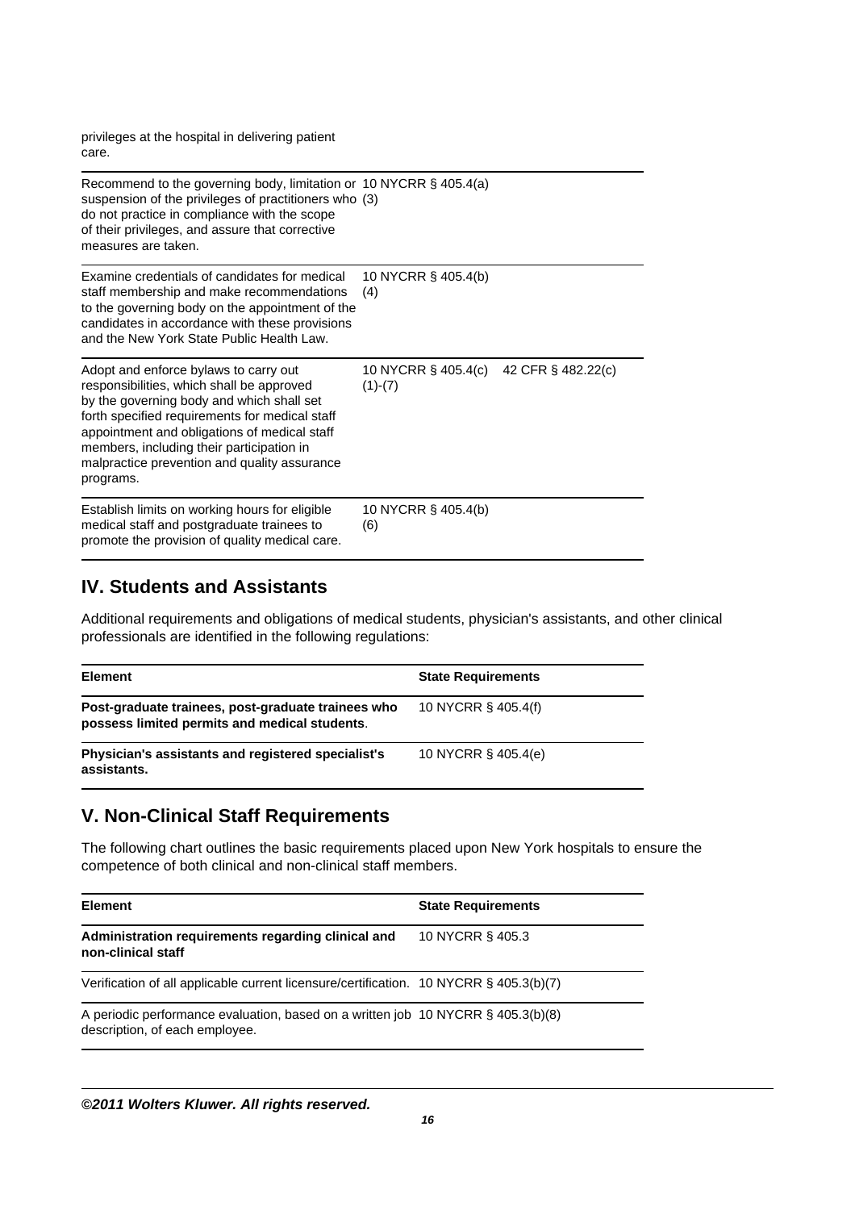| | | |
|---|---|---|
| privileges at the hospital in delivering patient care. | | |
| Recommend to the governing body, limitation or suspension of the privileges of practitioners who do not practice in compliance with the scope of their privileges, and assure that corrective measures are taken. | 10 NYCRR § 405.4(a)(3) | |
| Examine credentials of candidates for medical staff membership and make recommendations to the governing body on the appointment of the candidates in accordance with these provisions and the New York State Public Health Law. | 10 NYCRR § 405.4(b)(4) | |
| Adopt and enforce bylaws to carry out responsibilities, which shall be approved by the governing body and which shall set forth specified requirements for medical staff appointment and obligations of medical staff members, including their participation in malpractice prevention and quality assurance programs. | 10 NYCRR § 405.4(c)(1)-(7) | 42 CFR § 482.22(c) |
| Establish limits on working hours for eligible medical staff and postgraduate trainees to promote the provision of quality medical care. | 10 NYCRR § 405.4(b)(6) | |

## IV. Students and Assistants

Additional requirements and obligations of medical students, physician's assistants, and other clinical professionals are identified in the following regulations:

| Element | State Requirements |
|---|---|
| **Post-graduate trainees, post-graduate trainees who possess limited permits and medical students**. | 10 NYCRR § 405.4(f) |
| **Physician's assistants and registered specialist's assistants.** | 10 NYCRR § 405.4(e) |

## V. Non-Clinical Staff Requirements

The following chart outlines the basic requirements placed upon New York hospitals to ensure the competence of both clinical and non-clinical staff members.

| Element | State Requirements |
|---|---|
| **Administration requirements regarding clinical and non-clinical staff** | 10 NYCRR § 405.3 |
| Verification of all applicable current licensure/certification. | 10 NYCRR § 405.3(b)(7) |
| A periodic performance evaluation, based on a written job description, of each employee. | 10 NYCRR § 405.3(b)(8) |

***©2011 Wolters Kluwer. All rights reserved.***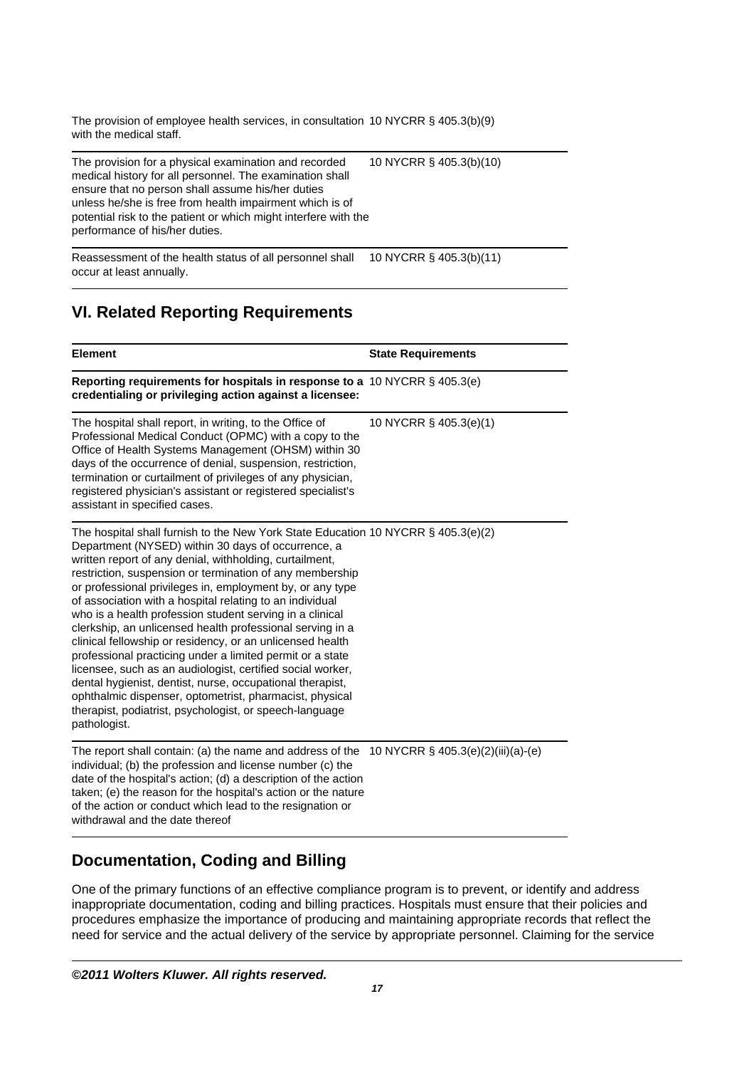| | |
|---|---|
| The provision of employee health services, in consultation with the medical staff. | 10 NYCRR § 405.3(b)(9) |
| The provision for a physical examination and recorded medical history for all personnel. The examination shall ensure that no person shall assume his/her duties unless he/she is free from health impairment which is of potential risk to the patient or which might interfere with the performance of his/her duties. | 10 NYCRR § 405.3(b)(10) |
| Reassessment of the health status of all personnel shall occur at least annually. | 10 NYCRR § 405.3(b)(11) |

## VI. Related Reporting Requirements

| Element | State Requirements |
|---|---|
| **Reporting requirements for hospitals in response to a credentialing or privileging action against a licensee:** | 10 NYCRR § 405.3(e) |
| The hospital shall report, in writing, to the Office of Professional Medical Conduct (OPMC) with a copy to the Office of Health Systems Management (OHSM) within 30 days of the occurrence of denial, suspension, restriction, termination or curtailment of privileges of any physician, registered physician's assistant or registered specialist's assistant in specified cases. | 10 NYCRR § 405.3(e)(1) |
| The hospital shall furnish to the New York State Education Department (NYSED) within 30 days of occurrence, a written report of any denial, withholding, curtailment, restriction, suspension or termination of any membership or professional privileges in, employment by, or any type of association with a hospital relating to an individual who is a health profession student serving in a clinical clerkship, an unlicensed health professional serving in a clinical fellowship or residency, or an unlicensed health professional practicing under a limited permit or a state licensee, such as an audiologist, certified social worker, dental hygienist, dentist, nurse, occupational therapist, ophthalmic dispenser, optometrist, pharmacist, physical therapist, podiatrist, psychologist, or speech-language pathologist. | 10 NYCRR § 405.3(e)(2) |
| The report shall contain: (a) the name and address of the individual; (b) the profession and license number (c) the date of the hospital's action; (d) a description of the action taken; (e) the reason for the hospital's action or the nature of the action or conduct which lead to the resignation or withdrawal and the date thereof | 10 NYCRR § 405.3(e)(2)(iii)(a)-(e) |

## Documentation, Coding and Billing

One of the primary functions of an effective compliance program is to prevent, or identify and address inappropriate documentation, coding and billing practices. Hospitals must ensure that their policies and procedures emphasize the importance of producing and maintaining appropriate records that reflect the need for service and the actual delivery of the service by appropriate personnel. Claiming for the service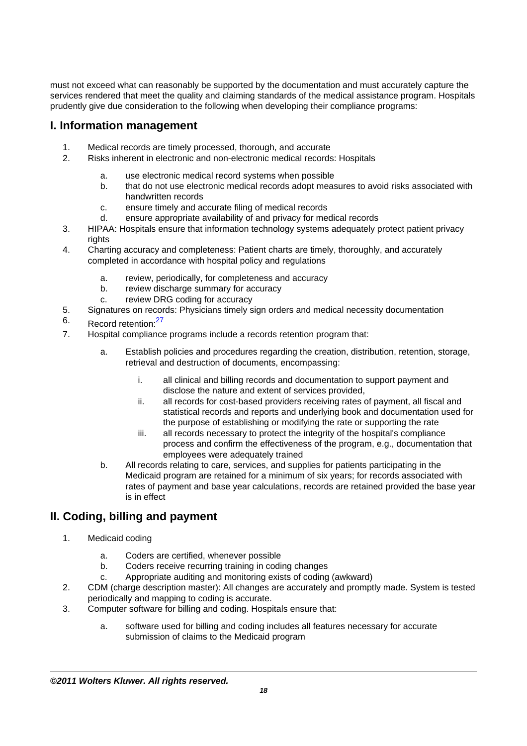must not exceed what can reasonably be supported by the documentation and must accurately capture the services rendered that meet the quality and claiming standards of the medical assistance program. Hospitals prudently give due consideration to the following when developing their compliance programs:

## I. Information management

1. Medical records are timely processed, thorough, and accurate
2. Risks inherent in electronic and non-electronic medical records: Hospitals
   a. use electronic medical record systems when possible
   b. that do not use electronic medical records adopt measures to avoid risks associated with handwritten records
   c. ensure timely and accurate filing of medical records
   d. ensure appropriate availability of and privacy for medical records
3. HIPAA: Hospitals ensure that information technology systems adequately protect patient privacy rights
4. Charting accuracy and completeness: Patient charts are timely, thoroughly, and accurately completed in accordance with hospital policy and regulations
   a. review, periodically, for completeness and accuracy
   b. review discharge summary for accuracy
   c. review DRG coding for accuracy
5. Signatures on records: Physicians timely sign orders and medical necessity documentation
6. Record retention:[27]
7. Hospital compliance programs include a records retention program that:
   a. Establish policies and procedures regarding the creation, distribution, retention, storage, retrieval and destruction of documents, encompassing:
      i. all clinical and billing records and documentation to support payment and disclose the nature and extent of services provided,
      ii. all records for cost-based providers receiving rates of payment, all fiscal and statistical records and reports and underlying book and documentation used for the purpose of establishing or modifying the rate or supporting the rate
      iii. all records necessary to protect the integrity of the hospital's compliance process and confirm the effectiveness of the program, e.g., documentation that employees were adequately trained
   b. All records relating to care, services, and supplies for patients participating in the Medicaid program are retained for a minimum of six years; for records associated with rates of payment and base year calculations, records are retained provided the base year is in effect

## II. Coding, billing and payment

1. Medicaid coding
   a. Coders are certified, whenever possible
   b. Coders receive recurring training in coding changes
   c. Appropriate auditing and monitoring exists of coding (awkward)
2. CDM (charge description master): All changes are accurately and promptly made. System is tested periodically and mapping to coding is accurate.
3. Computer software for billing and coding. Hospitals ensure that:
   a. software used for billing and coding includes all features necessary for accurate submission of claims to the Medicaid program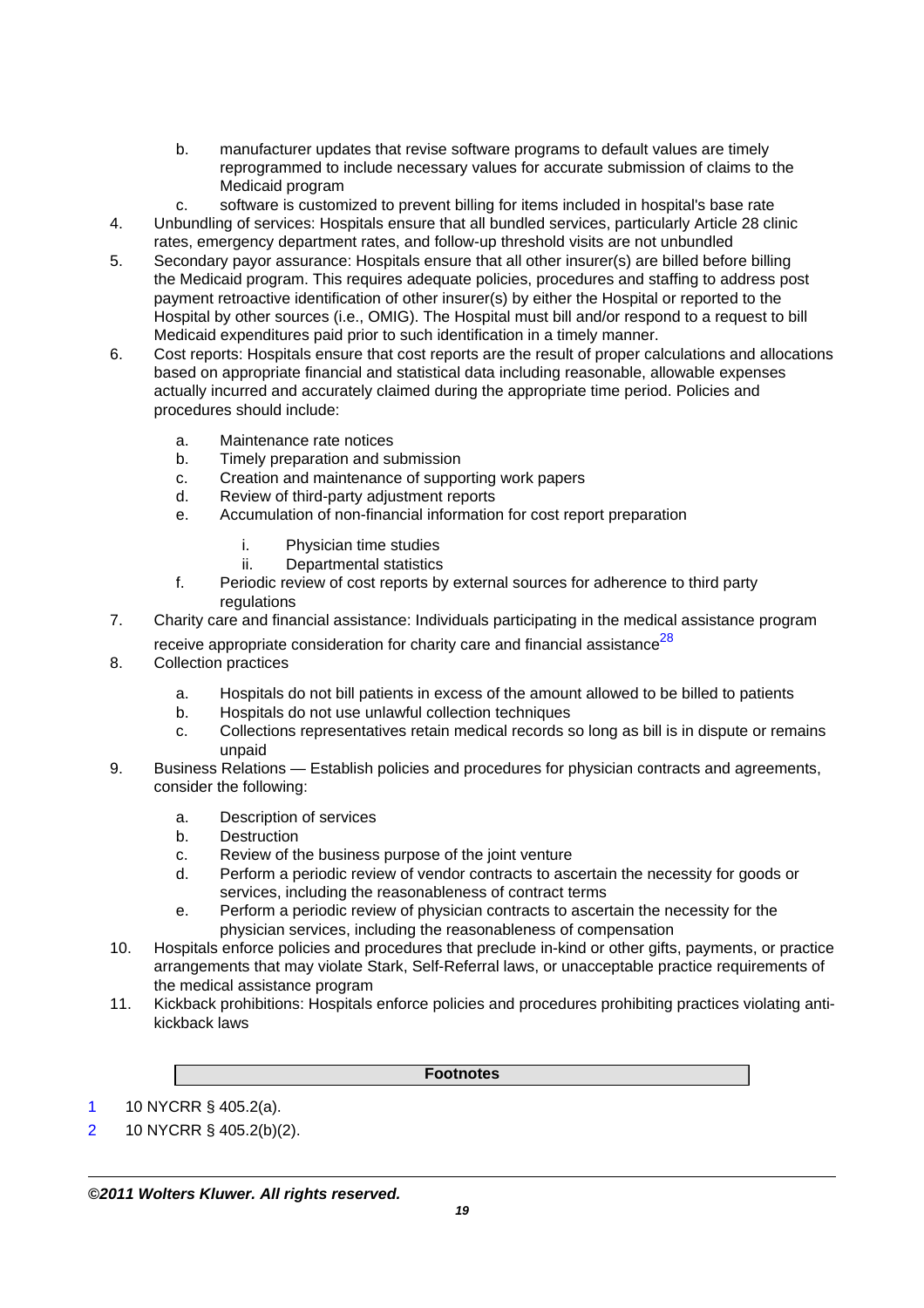b. manufacturer updates that revise software programs to default values are timely reprogrammed to include necessary values for accurate submission of claims to the Medicaid program
   c. software is customized to prevent billing for items included in hospital's base rate
4. Unbundling of services: Hospitals ensure that all bundled services, particularly Article 28 clinic rates, emergency department rates, and follow-up threshold visits are not unbundled
5. Secondary payor assurance: Hospitals ensure that all other insurer(s) are billed before billing the Medicaid program. This requires adequate policies, procedures and staffing to address post payment retroactive identification of other insurer(s) by either the Hospital or reported to the Hospital by other sources (i.e., OMIG). The Hospital must bill and/or respond to a request to bill Medicaid expenditures paid prior to such identification in a timely manner.
6. Cost reports: Hospitals ensure that cost reports are the result of proper calculations and allocations based on appropriate financial and statistical data including reasonable, allowable expenses actually incurred and accurately claimed during the appropriate time period. Policies and procedures should include:
   a. Maintenance rate notices
   b. Timely preparation and submission
   c. Creation and maintenance of supporting work papers
   d. Review of third-party adjustment reports
   e. Accumulation of non-financial information for cost report preparation
      i. Physician time studies
      ii. Departmental statistics
   f. Periodic review of cost reports by external sources for adherence to third party regulations
7. Charity care and financial assistance: Individuals participating in the medical assistance program receive appropriate consideration for charity care and financial assistance[28]
8. Collection practices
   a. Hospitals do not bill patients in excess of the amount allowed to be billed to patients
   b. Hospitals do not use unlawful collection techniques
   c. Collections representatives retain medical records so long as bill is in dispute or remains unpaid
9. Business Relations — Establish policies and procedures for physician contracts and agreements, consider the following:
   a. Description of services
   b. Destruction
   c. Review of the business purpose of the joint venture
   d. Perform a periodic review of vendor contracts to ascertain the necessity for goods or services, including the reasonableness of contract terms
   e. Perform a periodic review of physician contracts to ascertain the necessity for the physician services, including the reasonableness of compensation
10. Hospitals enforce policies and procedures that preclude in-kind or other gifts, payments, or practice arrangements that may violate Stark, Self-Referral laws, or unacceptable practice requirements of the medical assistance program
11. Kickback prohibitions: Hospitals enforce policies and procedures prohibiting practices violating anti-kickback laws

**Footnotes**

1 10 NYCRR § 405.2(a).

2 10 NYCRR § 405.2(b)(2).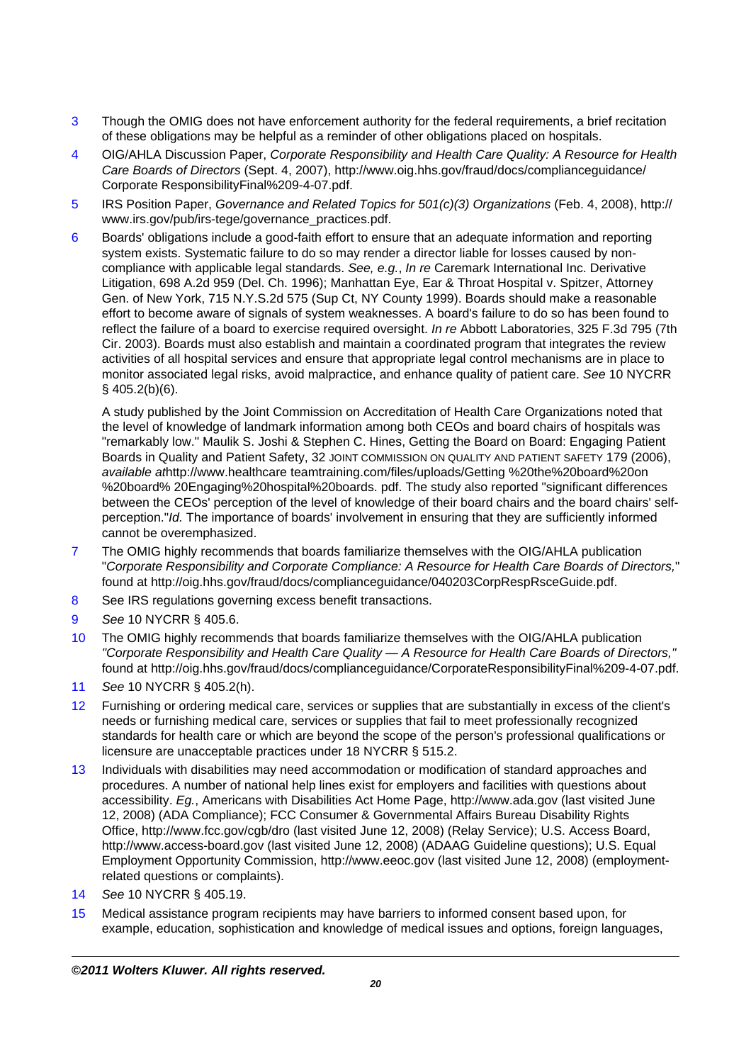3 Though the OMIG does not have enforcement authority for the federal requirements, a brief recitation of these obligations may be helpful as a reminder of other obligations placed on hospitals.

4 OIG/AHLA Discussion Paper, *Corporate Responsibility and Health Care Quality: A Resource for Health Care Boards of Directors* (Sept. 4, 2007), http://www.oig.hhs.gov/fraud/docs/complianceguidance/Corporate ResponsibilityFinal%209-4-07.pdf.

5 IRS Position Paper, *Governance and Related Topics for 501(c)(3) Organizations* (Feb. 4, 2008), http://www.irs.gov/pub/irs-tege/governance_practices.pdf.

6 Boards' obligations include a good-faith effort to ensure that an adequate information and reporting system exists. Systematic failure to do so may render a director liable for losses caused by non-compliance with applicable legal standards. *See, e.g.*, *In re* Caremark International Inc. Derivative Litigation, 698 A.2d 959 (Del. Ch. 1996); Manhattan Eye, Ear & Throat Hospital v. Spitzer, Attorney Gen. of New York, 715 N.Y.S.2d 575 (Sup Ct, NY County 1999). Boards should make a reasonable effort to become aware of signals of system weaknesses. A board's failure to do so has been found to reflect the failure of a board to exercise required oversight. *In re* Abbott Laboratories, 325 F.3d 795 (7th Cir. 2003). Boards must also establish and maintain a coordinated program that integrates the review activities of all hospital services and ensure that appropriate legal control mechanisms are in place to monitor associated legal risks, avoid malpractice, and enhance quality of patient care. *See* 10 NYCRR § 405.2(b)(6).

A study published by the Joint Commission on Accreditation of Health Care Organizations noted that the level of knowledge of landmark information among both CEOs and board chairs of hospitals was "remarkably low." Maulik S. Joshi & Stephen C. Hines, Getting the Board on Board: Engaging Patient Boards in Quality and Patient Safety, 32 JOINT COMMISSION ON QUALITY AND PATIENT SAFETY 179 (2006), *available at*http://www.healthcare teamtraining.com/files/uploads/Getting %20the%20board%20on %20board% 20Engaging%20hospital%20boards. pdf. The study also reported "significant differences between the CEOs' perception of the level of knowledge of their board chairs and the board chairs' self-perception."*Id.* The importance of boards' involvement in ensuring that they are sufficiently informed cannot be overemphasized.

7 The OMIG highly recommends that boards familiarize themselves with the OIG/AHLA publication "*Corporate Responsibility and Corporate Compliance: A Resource for Health Care Boards of Directors,*" found at http://oig.hhs.gov/fraud/docs/complianceguidance/040203CorpRespRsceGuide.pdf.

8 See IRS regulations governing excess benefit transactions.

9 *See* 10 NYCRR § 405.6.

10 The OMIG highly recommends that boards familiarize themselves with the OIG/AHLA publication *"Corporate Responsibility and Health Care Quality — A Resource for Health Care Boards of Directors,"* found at http://oig.hhs.gov/fraud/docs/complianceguidance/CorporateResponsibilityFinal%209-4-07.pdf.

11 *See* 10 NYCRR § 405.2(h).

12 Furnishing or ordering medical care, services or supplies that are substantially in excess of the client's needs or furnishing medical care, services or supplies that fail to meet professionally recognized standards for health care or which are beyond the scope of the person's professional qualifications or licensure are unacceptable practices under 18 NYCRR § 515.2.

13 Individuals with disabilities may need accommodation or modification of standard approaches and procedures. A number of national help lines exist for employers and facilities with questions about accessibility. *Eg.*, Americans with Disabilities Act Home Page, http://www.ada.gov (last visited June 12, 2008) (ADA Compliance); FCC Consumer & Governmental Affairs Bureau Disability Rights Office, http://www.fcc.gov/cgb/dro (last visited June 12, 2008) (Relay Service); U.S. Access Board, http://www.access-board.gov (last visited June 12, 2008) (ADAAG Guideline questions); U.S. Equal Employment Opportunity Commission, http://www.eeoc.gov (last visited June 12, 2008) (employment-related questions or complaints).

14 *See* 10 NYCRR § 405.19.

15 Medical assistance program recipients may have barriers to informed consent based upon, for example, education, sophistication and knowledge of medical issues and options, foreign languages,

***©2011 Wolters Kluwer. All rights reserved.***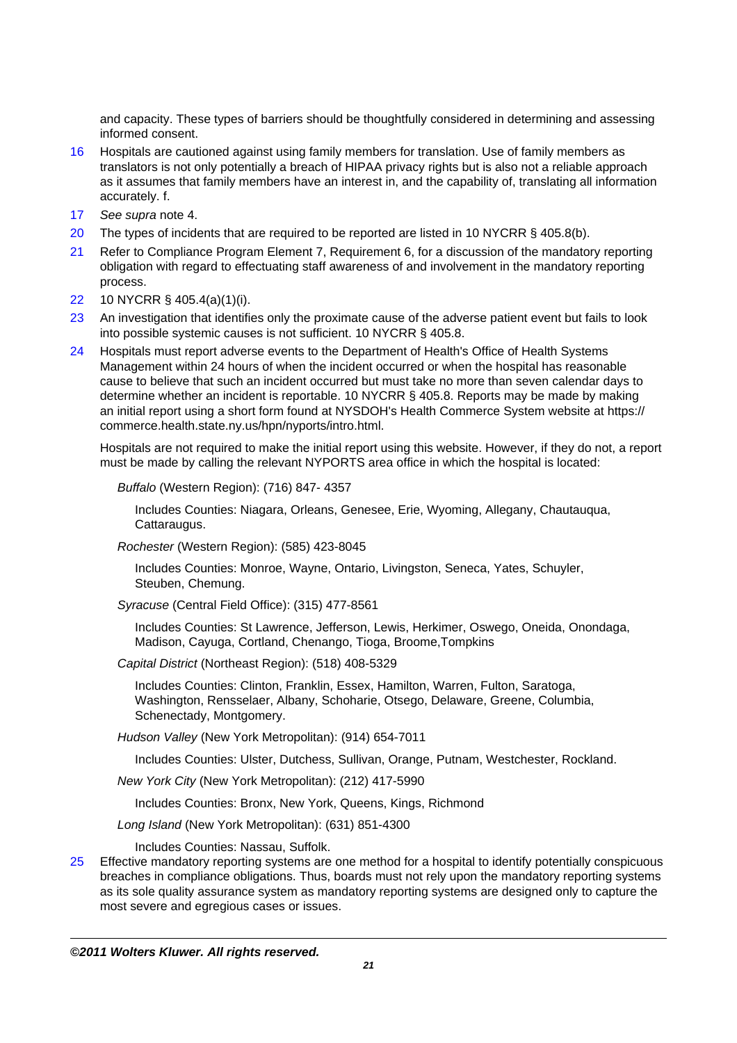and capacity. These types of barriers should be thoughtfully considered in determining and assessing informed consent.

16 Hospitals are cautioned against using family members for translation. Use of family members as translators is not only potentially a breach of HIPAA privacy rights but is also not a reliable approach as it assumes that family members have an interest in, and the capability of, translating all information accurately. f.

17 *See supra* note 4.

20 The types of incidents that are required to be reported are listed in 10 NYCRR § 405.8(b).

21 Refer to Compliance Program Element 7, Requirement 6, for a discussion of the mandatory reporting obligation with regard to effectuating staff awareness of and involvement in the mandatory reporting process.

22 10 NYCRR § 405.4(a)(1)(i).

23 An investigation that identifies only the proximate cause of the adverse patient event but fails to look into possible systemic causes is not sufficient. 10 NYCRR § 405.8.

24 Hospitals must report adverse events to the Department of Health's Office of Health Systems Management within 24 hours of when the incident occurred or when the hospital has reasonable cause to believe that such an incident occurred but must take no more than seven calendar days to determine whether an incident is reportable. 10 NYCRR § 405.8. Reports may be made by making an initial report using a short form found at NYSDOH's Health Commerce System website at https://commerce.health.state.ny.us/hpn/nyports/intro.html.

Hospitals are not required to make the initial report using this website. However, if they do not, a report must be made by calling the relevant NYPORTS area office in which the hospital is located:

*Buffalo* (Western Region): (716) 847- 4357

Includes Counties: Niagara, Orleans, Genesee, Erie, Wyoming, Allegany, Chautauqua, Cattaraugus.

*Rochester* (Western Region): (585) 423-8045

Includes Counties: Monroe, Wayne, Ontario, Livingston, Seneca, Yates, Schuyler, Steuben, Chemung.

*Syracuse* (Central Field Office): (315) 477-8561

Includes Counties: St Lawrence, Jefferson, Lewis, Herkimer, Oswego, Oneida, Onondaga, Madison, Cayuga, Cortland, Chenango, Tioga, Broome,Tompkins

*Capital District* (Northeast Region): (518) 408-5329

Includes Counties: Clinton, Franklin, Essex, Hamilton, Warren, Fulton, Saratoga, Washington, Rensselaer, Albany, Schoharie, Otsego, Delaware, Greene, Columbia, Schenectady, Montgomery.

*Hudson Valley* (New York Metropolitan): (914) 654-7011

Includes Counties: Ulster, Dutchess, Sullivan, Orange, Putnam, Westchester, Rockland.

*New York City* (New York Metropolitan): (212) 417-5990

Includes Counties: Bronx, New York, Queens, Kings, Richmond

*Long Island* (New York Metropolitan): (631) 851-4300

Includes Counties: Nassau, Suffolk.

25 Effective mandatory reporting systems are one method for a hospital to identify potentially conspicuous breaches in compliance obligations. Thus, boards must not rely upon the mandatory reporting systems as its sole quality assurance system as mandatory reporting systems are designed only to capture the most severe and egregious cases or issues.

***©2011 Wolters Kluwer. All rights reserved.***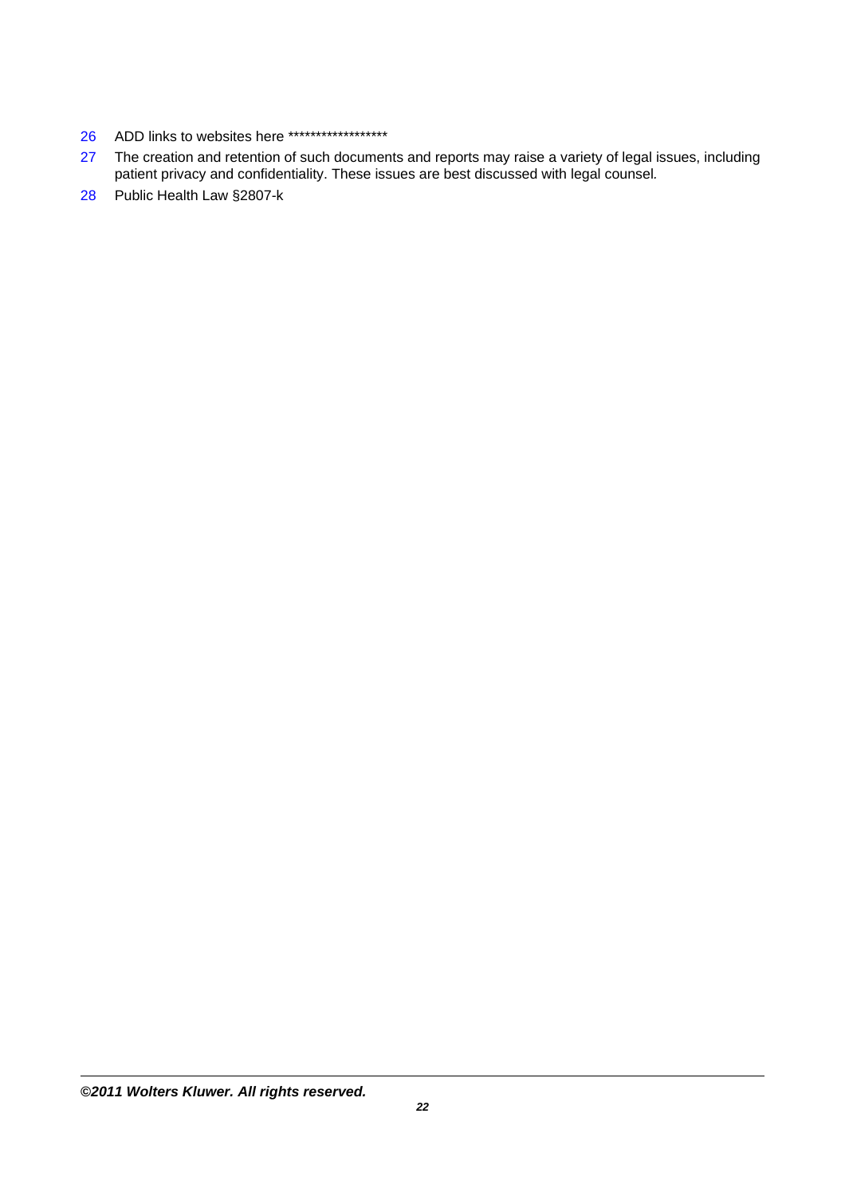26 ADD links to websites here ******************

27 The creation and retention of such documents and reports may raise a variety of legal issues, including patient privacy and confidentiality. These issues are best discussed with legal counsel.

28 Public Health Law §2807-k

***©2011 Wolters Kluwer. All rights reserved.***